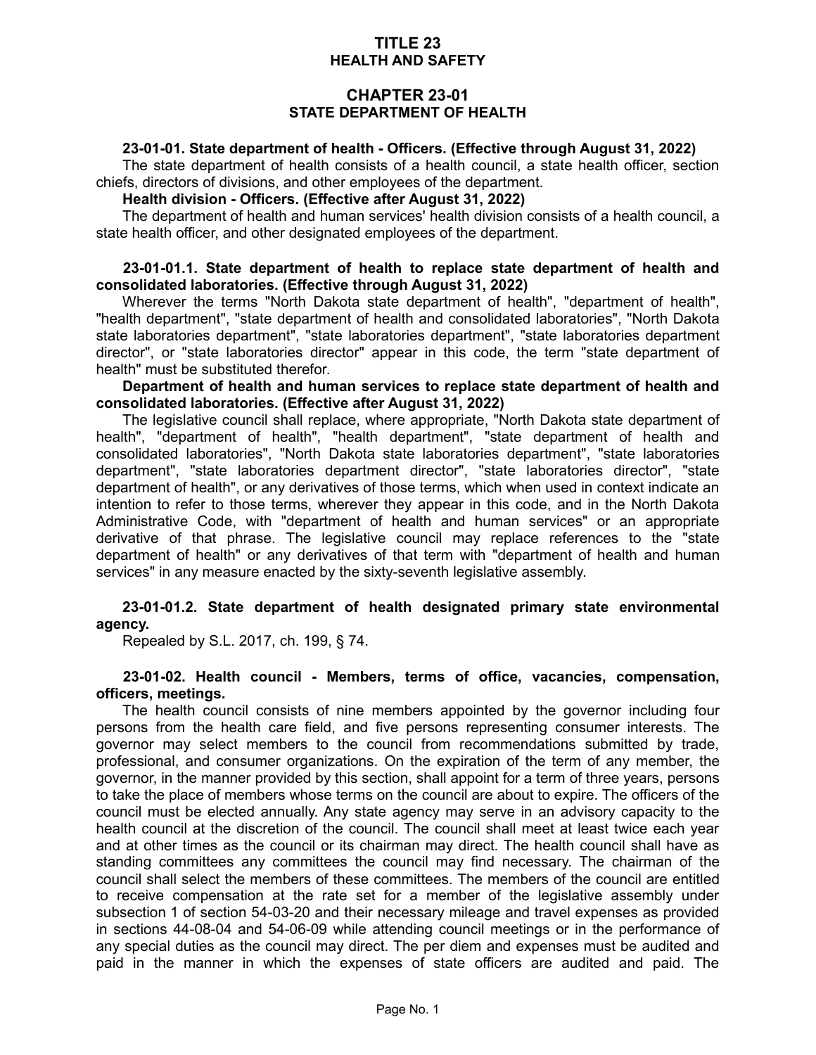# TITLE 23
# HEALTH AND SAFETY

## CHAPTER 23-01
## STATE DEPARTMENT OF HEALTH

**23-01-01. State department of health - Officers. (Effective through August 31, 2022)**

The state department of health consists of a health council, a state health officer, section chiefs, directors of divisions, and other employees of the department.

**Health division - Officers. (Effective after August 31, 2022)**

The department of health and human services' health division consists of a health council, a state health officer, and other designated employees of the department.

**23-01-01.1. State department of health to replace state department of health and consolidated laboratories. (Effective through August 31, 2022)**

Wherever the terms "North Dakota state department of health", "department of health", "health department", "state department of health and consolidated laboratories", "North Dakota state laboratories department", "state laboratories department", "state laboratories department director", or "state laboratories director" appear in this code, the term "state department of health" must be substituted therefor.

**Department of health and human services to replace state department of health and consolidated laboratories. (Effective after August 31, 2022)**

The legislative council shall replace, where appropriate, "North Dakota state department of health", "department of health", "health department", "state department of health and consolidated laboratories", "North Dakota state laboratories department", "state laboratories department", "state laboratories department director", "state laboratories director", "state department of health", or any derivatives of those terms, which when used in context indicate an intention to refer to those terms, wherever they appear in this code, and in the North Dakota Administrative Code, with "department of health and human services" or an appropriate derivative of that phrase. The legislative council may replace references to the "state department of health" or any derivatives of that term with "department of health and human services" in any measure enacted by the sixty-seventh legislative assembly.

**23-01-01.2. State department of health designated primary state environmental agency.**

Repealed by S.L. 2017, ch. 199, § 74.

**23-01-02. Health council - Members, terms of office, vacancies, compensation, officers, meetings.**

The health council consists of nine members appointed by the governor including four persons from the health care field, and five persons representing consumer interests. The governor may select members to the council from recommendations submitted by trade, professional, and consumer organizations. On the expiration of the term of any member, the governor, in the manner provided by this section, shall appoint for a term of three years, persons to take the place of members whose terms on the council are about to expire. The officers of the council must be elected annually. Any state agency may serve in an advisory capacity to the health council at the discretion of the council. The council shall meet at least twice each year and at other times as the council or its chairman may direct. The health council shall have as standing committees any committees the council may find necessary. The chairman of the council shall select the members of these committees. The members of the council are entitled to receive compensation at the rate set for a member of the legislative assembly under subsection 1 of section 54-03-20 and their necessary mileage and travel expenses as provided in sections 44-08-04 and 54-06-09 while attending council meetings or in the performance of any special duties as the council may direct. The per diem and expenses must be audited and paid in the manner in which the expenses of state officers are audited and paid. The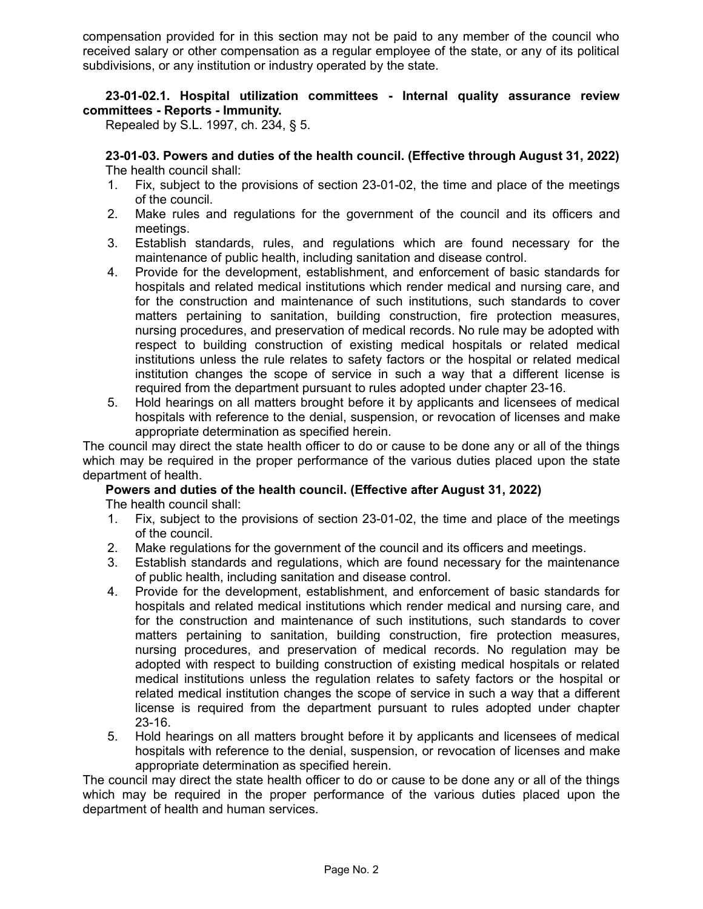compensation provided for in this section may not be paid to any member of the council who received salary or other compensation as a regular employee of the state, or any of its political subdivisions, or any institution or industry operated by the state.

**23-01-02.1. Hospital utilization committees - Internal quality assurance review committees - Reports - Immunity.**

Repealed by S.L. 1997, ch. 234, § 5.

**23-01-03. Powers and duties of the health council. (Effective through August 31, 2022)**

The health council shall:

1. Fix, subject to the provisions of section 23-01-02, the time and place of the meetings of the council.
2. Make rules and regulations for the government of the council and its officers and meetings.
3. Establish standards, rules, and regulations which are found necessary for the maintenance of public health, including sanitation and disease control.
4. Provide for the development, establishment, and enforcement of basic standards for hospitals and related medical institutions which render medical and nursing care, and for the construction and maintenance of such institutions, such standards to cover matters pertaining to sanitation, building construction, fire protection measures, nursing procedures, and preservation of medical records. No rule may be adopted with respect to building construction of existing medical hospitals or related medical institutions unless the rule relates to safety factors or the hospital or related medical institution changes the scope of service in such a way that a different license is required from the department pursuant to rules adopted under chapter 23-16.
5. Hold hearings on all matters brought before it by applicants and licensees of medical hospitals with reference to the denial, suspension, or revocation of licenses and make appropriate determination as specified herein.

The council may direct the state health officer to do or cause to be done any or all of the things which may be required in the proper performance of the various duties placed upon the state department of health.

**Powers and duties of the health council. (Effective after August 31, 2022)**

The health council shall:

1. Fix, subject to the provisions of section 23-01-02, the time and place of the meetings of the council.
2. Make regulations for the government of the council and its officers and meetings.
3. Establish standards and regulations, which are found necessary for the maintenance of public health, including sanitation and disease control.
4. Provide for the development, establishment, and enforcement of basic standards for hospitals and related medical institutions which render medical and nursing care, and for the construction and maintenance of such institutions, such standards to cover matters pertaining to sanitation, building construction, fire protection measures, nursing procedures, and preservation of medical records. No regulation may be adopted with respect to building construction of existing medical hospitals or related medical institutions unless the regulation relates to safety factors or the hospital or related medical institution changes the scope of service in such a way that a different license is required from the department pursuant to rules adopted under chapter 23-16.
5. Hold hearings on all matters brought before it by applicants and licensees of medical hospitals with reference to the denial, suspension, or revocation of licenses and make appropriate determination as specified herein.

The council may direct the state health officer to do or cause to be done any or all of the things which may be required in the proper performance of the various duties placed upon the department of health and human services.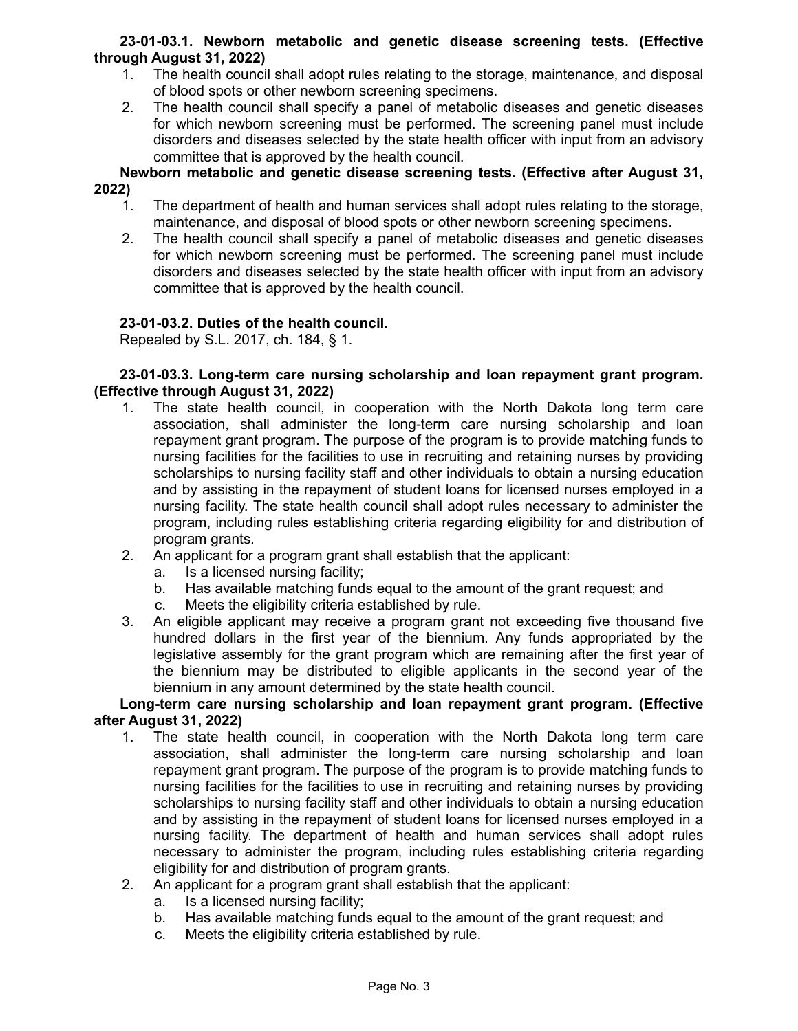**23-01-03.1. Newborn metabolic and genetic disease screening tests. (Effective through August 31, 2022)**

1. The health council shall adopt rules relating to the storage, maintenance, and disposal of blood spots or other newborn screening specimens.
2. The health council shall specify a panel of metabolic diseases and genetic diseases for which newborn screening must be performed. The screening panel must include disorders and diseases selected by the state health officer with input from an advisory committee that is approved by the health council.

**Newborn metabolic and genetic disease screening tests. (Effective after August 31, 2022)**

1. The department of health and human services shall adopt rules relating to the storage, maintenance, and disposal of blood spots or other newborn screening specimens.
2. The health council shall specify a panel of metabolic diseases and genetic diseases for which newborn screening must be performed. The screening panel must include disorders and diseases selected by the state health officer with input from an advisory committee that is approved by the health council.

**23-01-03.2. Duties of the health council.**

Repealed by S.L. 2017, ch. 184, § 1.

**23-01-03.3. Long-term care nursing scholarship and loan repayment grant program. (Effective through August 31, 2022)**

1. The state health council, in cooperation with the North Dakota long term care association, shall administer the long-term care nursing scholarship and loan repayment grant program. The purpose of the program is to provide matching funds to nursing facilities for the facilities to use in recruiting and retaining nurses by providing scholarships to nursing facility staff and other individuals to obtain a nursing education and by assisting in the repayment of student loans for licensed nurses employed in a nursing facility. The state health council shall adopt rules necessary to administer the program, including rules establishing criteria regarding eligibility for and distribution of program grants.
2. An applicant for a program grant shall establish that the applicant:
   a. Is a licensed nursing facility;
   b. Has available matching funds equal to the amount of the grant request; and
   c. Meets the eligibility criteria established by rule.
3. An eligible applicant may receive a program grant not exceeding five thousand five hundred dollars in the first year of the biennium. Any funds appropriated by the legislative assembly for the grant program which are remaining after the first year of the biennium may be distributed to eligible applicants in the second year of the biennium in any amount determined by the state health council.

**Long-term care nursing scholarship and loan repayment grant program. (Effective after August 31, 2022)**

1. The state health council, in cooperation with the North Dakota long term care association, shall administer the long-term care nursing scholarship and loan repayment grant program. The purpose of the program is to provide matching funds to nursing facilities for the facilities to use in recruiting and retaining nurses by providing scholarships to nursing facility staff and other individuals to obtain a nursing education and by assisting in the repayment of student loans for licensed nurses employed in a nursing facility. The department of health and human services shall adopt rules necessary to administer the program, including rules establishing criteria regarding eligibility for and distribution of program grants.
2. An applicant for a program grant shall establish that the applicant:
   a. Is a licensed nursing facility;
   b. Has available matching funds equal to the amount of the grant request; and
   c. Meets the eligibility criteria established by rule.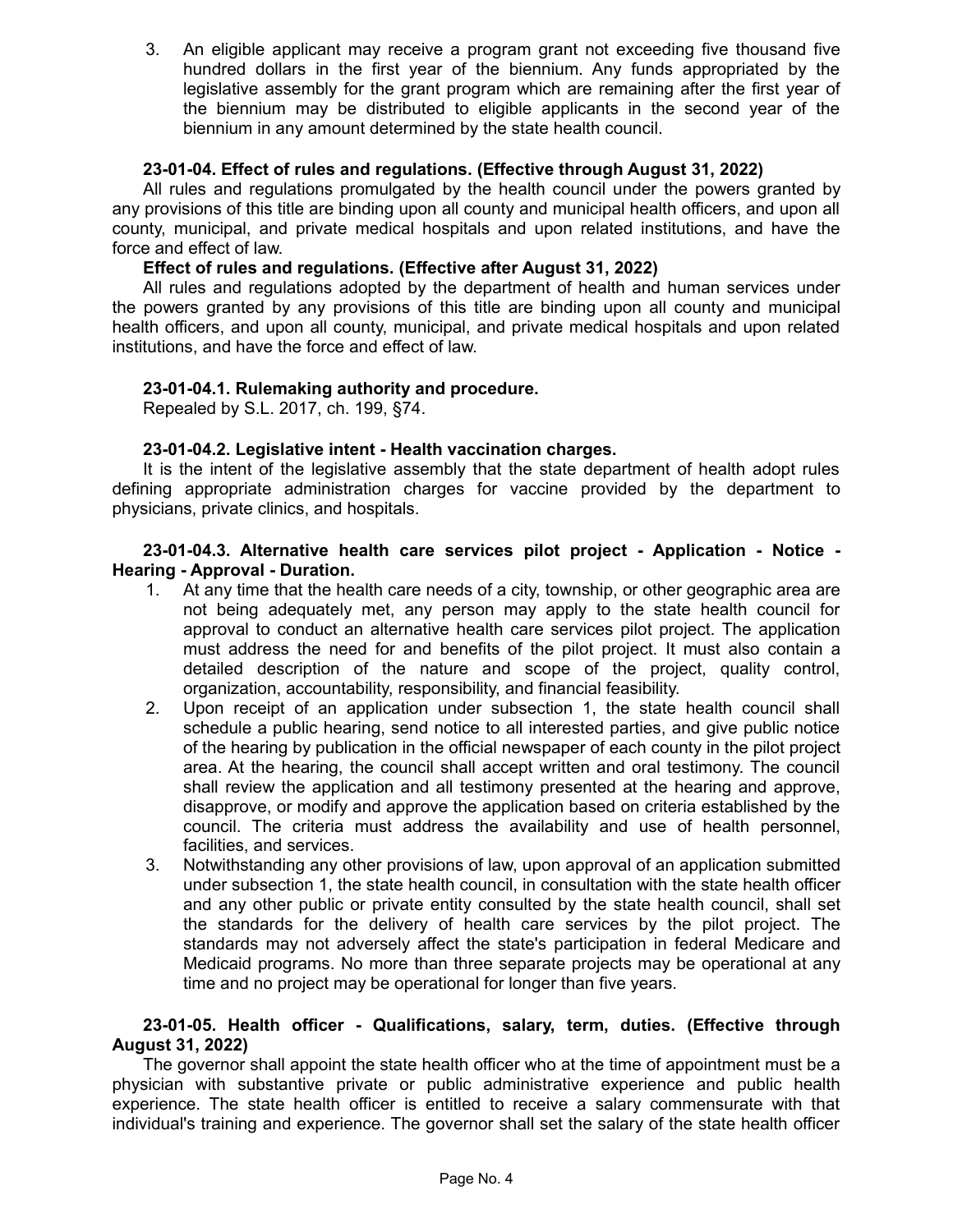3. An eligible applicant may receive a program grant not exceeding five thousand five hundred dollars in the first year of the biennium. Any funds appropriated by the legislative assembly for the grant program which are remaining after the first year of the biennium may be distributed to eligible applicants in the second year of the biennium in any amount determined by the state health council.

**23-01-04. Effect of rules and regulations. (Effective through August 31, 2022)**

All rules and regulations promulgated by the health council under the powers granted by any provisions of this title are binding upon all county and municipal health officers, and upon all county, municipal, and private medical hospitals and upon related institutions, and have the force and effect of law.

**Effect of rules and regulations. (Effective after August 31, 2022)**

All rules and regulations adopted by the department of health and human services under the powers granted by any provisions of this title are binding upon all county and municipal health officers, and upon all county, municipal, and private medical hospitals and upon related institutions, and have the force and effect of law.

**23-01-04.1. Rulemaking authority and procedure.**

Repealed by S.L. 2017, ch. 199, §74.

**23-01-04.2. Legislative intent - Health vaccination charges.**

It is the intent of the legislative assembly that the state department of health adopt rules defining appropriate administration charges for vaccine provided by the department to physicians, private clinics, and hospitals.

**23-01-04.3. Alternative health care services pilot project - Application - Notice - Hearing - Approval - Duration.**

1. At any time that the health care needs of a city, township, or other geographic area are not being adequately met, any person may apply to the state health council for approval to conduct an alternative health care services pilot project. The application must address the need for and benefits of the pilot project. It must also contain a detailed description of the nature and scope of the project, quality control, organization, accountability, responsibility, and financial feasibility.
2. Upon receipt of an application under subsection 1, the state health council shall schedule a public hearing, send notice to all interested parties, and give public notice of the hearing by publication in the official newspaper of each county in the pilot project area. At the hearing, the council shall accept written and oral testimony. The council shall review the application and all testimony presented at the hearing and approve, disapprove, or modify and approve the application based on criteria established by the council. The criteria must address the availability and use of health personnel, facilities, and services.
3. Notwithstanding any other provisions of law, upon approval of an application submitted under subsection 1, the state health council, in consultation with the state health officer and any other public or private entity consulted by the state health council, shall set the standards for the delivery of health care services by the pilot project. The standards may not adversely affect the state's participation in federal Medicare and Medicaid programs. No more than three separate projects may be operational at any time and no project may be operational for longer than five years.

**23-01-05. Health officer - Qualifications, salary, term, duties. (Effective through August 31, 2022)**

The governor shall appoint the state health officer who at the time of appointment must be a physician with substantive private or public administrative experience and public health experience. The state health officer is entitled to receive a salary commensurate with that individual's training and experience. The governor shall set the salary of the state health officer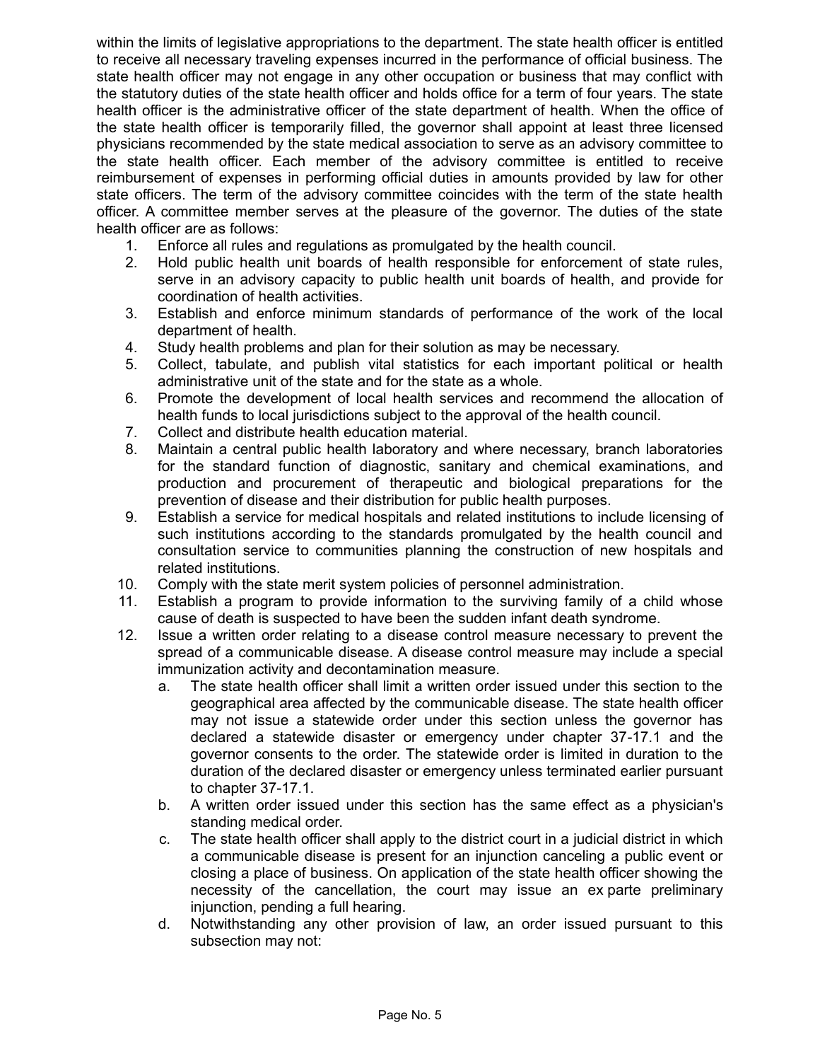within the limits of legislative appropriations to the department. The state health officer is entitled to receive all necessary traveling expenses incurred in the performance of official business. The state health officer may not engage in any other occupation or business that may conflict with the statutory duties of the state health officer and holds office for a term of four years. The state health officer is the administrative officer of the state department of health. When the office of the state health officer is temporarily filled, the governor shall appoint at least three licensed physicians recommended by the state medical association to serve as an advisory committee to the state health officer. Each member of the advisory committee is entitled to receive reimbursement of expenses in performing official duties in amounts provided by law for other state officers. The term of the advisory committee coincides with the term of the state health officer. A committee member serves at the pleasure of the governor. The duties of the state health officer are as follows:

1. Enforce all rules and regulations as promulgated by the health council.
2. Hold public health unit boards of health responsible for enforcement of state rules, serve in an advisory capacity to public health unit boards of health, and provide for coordination of health activities.
3. Establish and enforce minimum standards of performance of the work of the local department of health.
4. Study health problems and plan for their solution as may be necessary.
5. Collect, tabulate, and publish vital statistics for each important political or health administrative unit of the state and for the state as a whole.
6. Promote the development of local health services and recommend the allocation of health funds to local jurisdictions subject to the approval of the health council.
7. Collect and distribute health education material.
8. Maintain a central public health laboratory and where necessary, branch laboratories for the standard function of diagnostic, sanitary and chemical examinations, and production and procurement of therapeutic and biological preparations for the prevention of disease and their distribution for public health purposes.
9. Establish a service for medical hospitals and related institutions to include licensing of such institutions according to the standards promulgated by the health council and consultation service to communities planning the construction of new hospitals and related institutions.
10. Comply with the state merit system policies of personnel administration.
11. Establish a program to provide information to the surviving family of a child whose cause of death is suspected to have been the sudden infant death syndrome.
12. Issue a written order relating to a disease control measure necessary to prevent the spread of a communicable disease. A disease control measure may include a special immunization activity and decontamination measure.
    a. The state health officer shall limit a written order issued under this section to the geographical area affected by the communicable disease. The state health officer may not issue a statewide order under this section unless the governor has declared a statewide disaster or emergency under chapter 37-17.1 and the governor consents to the order. The statewide order is limited in duration to the duration of the declared disaster or emergency unless terminated earlier pursuant to chapter 37-17.1.
    b. A written order issued under this section has the same effect as a physician's standing medical order.
    c. The state health officer shall apply to the district court in a judicial district in which a communicable disease is present for an injunction canceling a public event or closing a place of business. On application of the state health officer showing the necessity of the cancellation, the court may issue an ex parte preliminary injunction, pending a full hearing.
    d. Notwithstanding any other provision of law, an order issued pursuant to this subsection may not: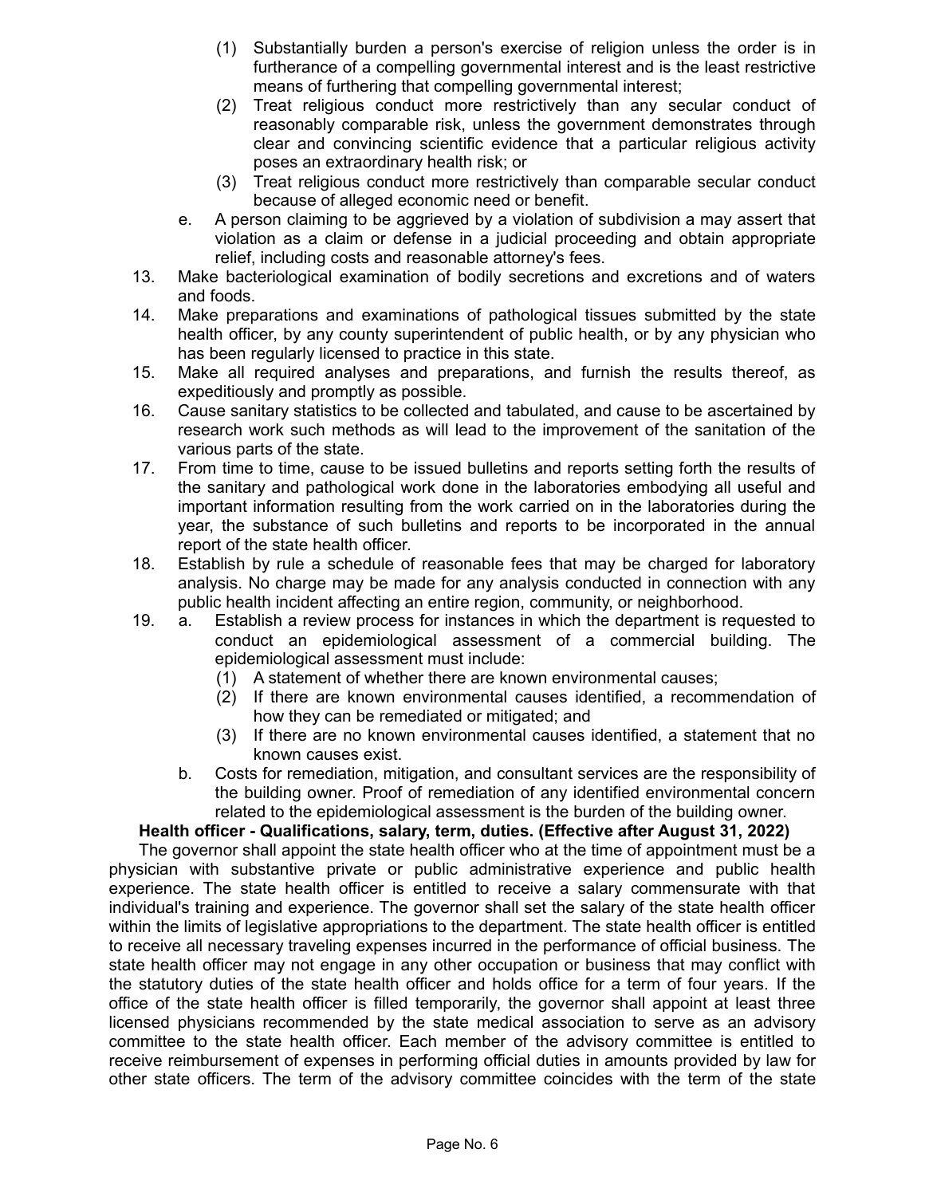(1) Substantially burden a person's exercise of religion unless the order is in furtherance of a compelling governmental interest and is the least restrictive means of furthering that compelling governmental interest;

(2) Treat religious conduct more restrictively than any secular conduct of reasonably comparable risk, unless the government demonstrates through clear and convincing scientific evidence that a particular religious activity poses an extraordinary health risk; or

(3) Treat religious conduct more restrictively than comparable secular conduct because of alleged economic need or benefit.

e. A person claiming to be aggrieved by a violation of subdivision a may assert that violation as a claim or defense in a judicial proceeding and obtain appropriate relief, including costs and reasonable attorney's fees.

13. Make bacteriological examination of bodily secretions and excretions and of waters and foods.

14. Make preparations and examinations of pathological tissues submitted by the state health officer, by any county superintendent of public health, or by any physician who has been regularly licensed to practice in this state.

15. Make all required analyses and preparations, and furnish the results thereof, as expeditiously and promptly as possible.

16. Cause sanitary statistics to be collected and tabulated, and cause to be ascertained by research work such methods as will lead to the improvement of the sanitation of the various parts of the state.

17. From time to time, cause to be issued bulletins and reports setting forth the results of the sanitary and pathological work done in the laboratories embodying all useful and important information resulting from the work carried on in the laboratories during the year, the substance of such bulletins and reports to be incorporated in the annual report of the state health officer.

18. Establish by rule a schedule of reasonable fees that may be charged for laboratory analysis. No charge may be made for any analysis conducted in connection with any public health incident affecting an entire region, community, or neighborhood.

19. a. Establish a review process for instances in which the department is requested to conduct an epidemiological assessment of a commercial building. The epidemiological assessment must include:

(1) A statement of whether there are known environmental causes;

(2) If there are known environmental causes identified, a recommendation of how they can be remediated or mitigated; and

(3) If there are no known environmental causes identified, a statement that no known causes exist.

b. Costs for remediation, mitigation, and consultant services are the responsibility of the building owner. Proof of remediation of any identified environmental concern related to the epidemiological assessment is the burden of the building owner.

**Health officer - Qualifications, salary, term, duties. (Effective after August 31, 2022)**

The governor shall appoint the state health officer who at the time of appointment must be a physician with substantive private or public administrative experience and public health experience. The state health officer is entitled to receive a salary commensurate with that individual's training and experience. The governor shall set the salary of the state health officer within the limits of legislative appropriations to the department. The state health officer is entitled to receive all necessary traveling expenses incurred in the performance of official business. The state health officer may not engage in any other occupation or business that may conflict with the statutory duties of the state health officer and holds office for a term of four years. If the office of the state health officer is filled temporarily, the governor shall appoint at least three licensed physicians recommended by the state medical association to serve as an advisory committee to the state health officer. Each member of the advisory committee is entitled to receive reimbursement of expenses in performing official duties in amounts provided by law for other state officers. The term of the advisory committee coincides with the term of the state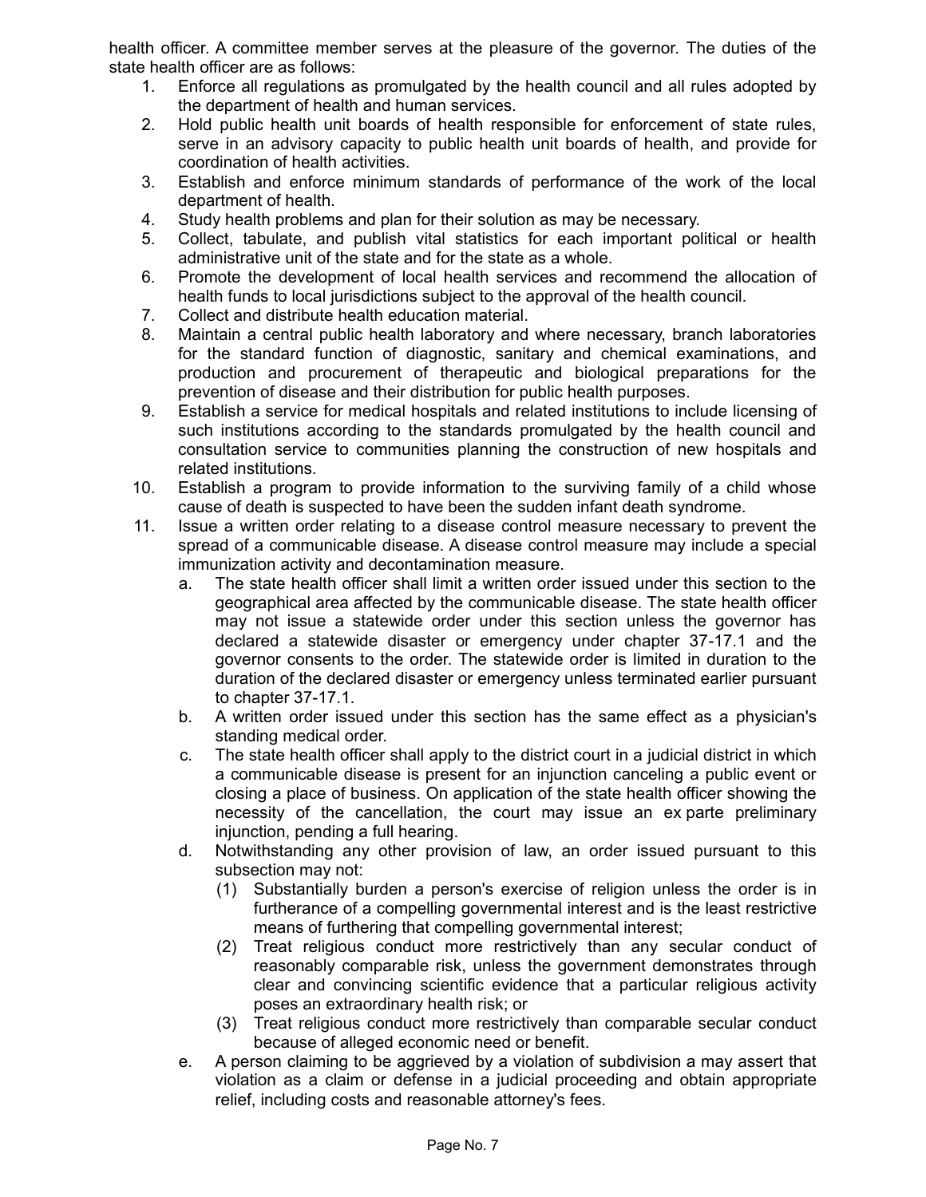health officer. A committee member serves at the pleasure of the governor. The duties of the state health officer are as follows:

1. Enforce all regulations as promulgated by the health council and all rules adopted by the department of health and human services.
2. Hold public health unit boards of health responsible for enforcement of state rules, serve in an advisory capacity to public health unit boards of health, and provide for coordination of health activities.
3. Establish and enforce minimum standards of performance of the work of the local department of health.
4. Study health problems and plan for their solution as may be necessary.
5. Collect, tabulate, and publish vital statistics for each important political or health administrative unit of the state and for the state as a whole.
6. Promote the development of local health services and recommend the allocation of health funds to local jurisdictions subject to the approval of the health council.
7. Collect and distribute health education material.
8. Maintain a central public health laboratory and where necessary, branch laboratories for the standard function of diagnostic, sanitary and chemical examinations, and production and procurement of therapeutic and biological preparations for the prevention of disease and their distribution for public health purposes.
9. Establish a service for medical hospitals and related institutions to include licensing of such institutions according to the standards promulgated by the health council and consultation service to communities planning the construction of new hospitals and related institutions.
10. Establish a program to provide information to the surviving family of a child whose cause of death is suspected to have been the sudden infant death syndrome.
11. Issue a written order relating to a disease control measure necessary to prevent the spread of a communicable disease. A disease control measure may include a special immunization activity and decontamination measure.
    a. The state health officer shall limit a written order issued under this section to the geographical area affected by the communicable disease. The state health officer may not issue a statewide order under this section unless the governor has declared a statewide disaster or emergency under chapter 37-17.1 and the governor consents to the order. The statewide order is limited in duration to the duration of the declared disaster or emergency unless terminated earlier pursuant to chapter 37-17.1.
    b. A written order issued under this section has the same effect as a physician's standing medical order.
    c. The state health officer shall apply to the district court in a judicial district in which a communicable disease is present for an injunction canceling a public event or closing a place of business. On application of the state health officer showing the necessity of the cancellation, the court may issue an ex parte preliminary injunction, pending a full hearing.
    d. Notwithstanding any other provision of law, an order issued pursuant to this subsection may not:
        (1) Substantially burden a person's exercise of religion unless the order is in furtherance of a compelling governmental interest and is the least restrictive means of furthering that compelling governmental interest;
        (2) Treat religious conduct more restrictively than any secular conduct of reasonably comparable risk, unless the government demonstrates through clear and convincing scientific evidence that a particular religious activity poses an extraordinary health risk; or
        (3) Treat religious conduct more restrictively than comparable secular conduct because of alleged economic need or benefit.
    e. A person claiming to be aggrieved by a violation of subdivision a may assert that violation as a claim or defense in a judicial proceeding and obtain appropriate relief, including costs and reasonable attorney's fees.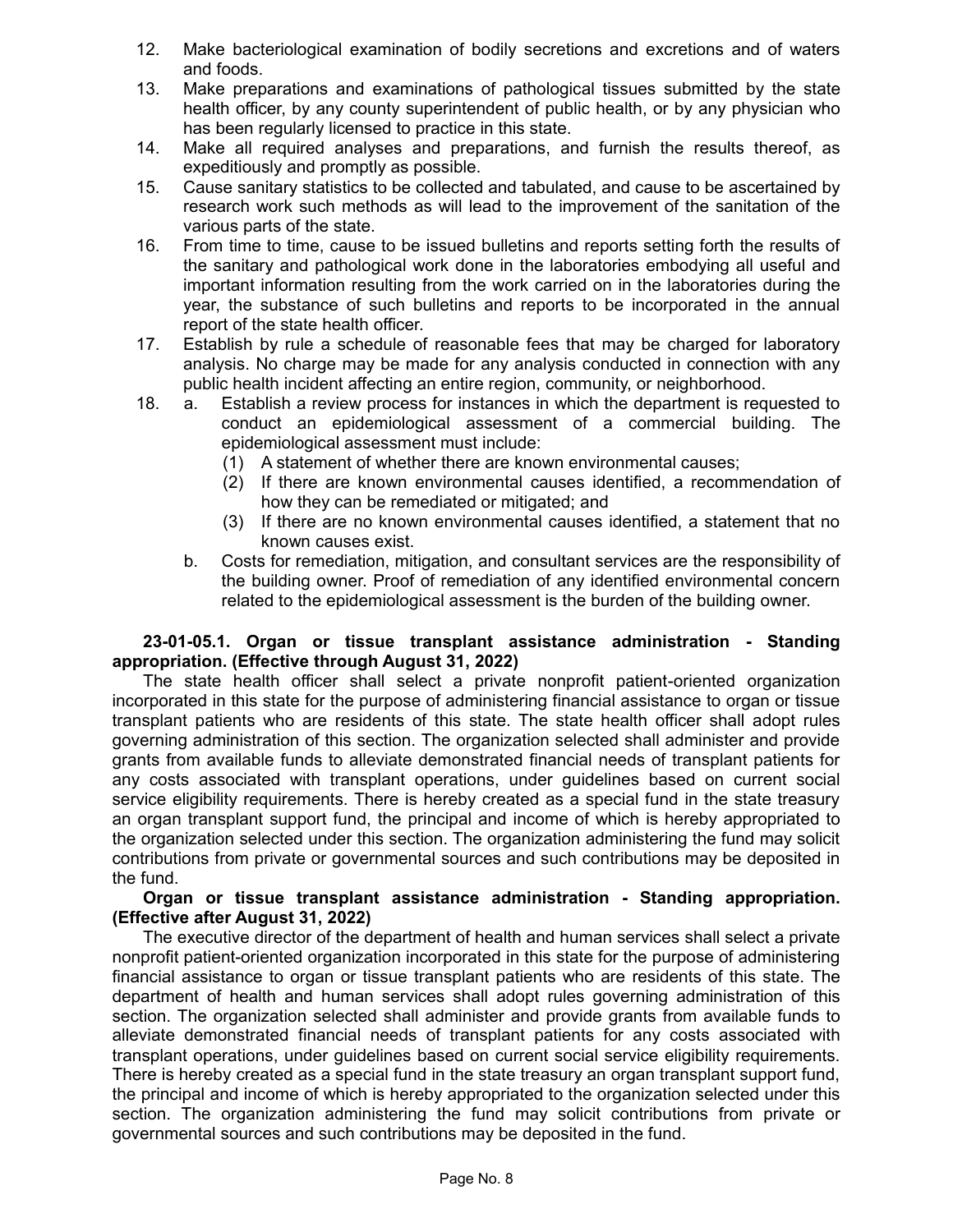12. Make bacteriological examination of bodily secretions and excretions and of waters and foods.
13. Make preparations and examinations of pathological tissues submitted by the state health officer, by any county superintendent of public health, or by any physician who has been regularly licensed to practice in this state.
14. Make all required analyses and preparations, and furnish the results thereof, as expeditiously and promptly as possible.
15. Cause sanitary statistics to be collected and tabulated, and cause to be ascertained by research work such methods as will lead to the improvement of the sanitation of the various parts of the state.
16. From time to time, cause to be issued bulletins and reports setting forth the results of the sanitary and pathological work done in the laboratories embodying all useful and important information resulting from the work carried on in the laboratories during the year, the substance of such bulletins and reports to be incorporated in the annual report of the state health officer.
17. Establish by rule a schedule of reasonable fees that may be charged for laboratory analysis. No charge may be made for any analysis conducted in connection with any public health incident affecting an entire region, community, or neighborhood.
18. a. Establish a review process for instances in which the department is requested to conduct an epidemiological assessment of a commercial building. The epidemiological assessment must include:
    (1) A statement of whether there are known environmental causes;
    (2) If there are known environmental causes identified, a recommendation of how they can be remediated or mitigated; and
    (3) If there are no known environmental causes identified, a statement that no known causes exist.

    b. Costs for remediation, mitigation, and consultant services are the responsibility of the building owner. Proof of remediation of any identified environmental concern related to the epidemiological assessment is the burden of the building owner.

**23-01-05.1. Organ or tissue transplant assistance administration - Standing appropriation. (Effective through August 31, 2022)**

The state health officer shall select a private nonprofit patient-oriented organization incorporated in this state for the purpose of administering financial assistance to organ or tissue transplant patients who are residents of this state. The state health officer shall adopt rules governing administration of this section. The organization selected shall administer and provide grants from available funds to alleviate demonstrated financial needs of transplant patients for any costs associated with transplant operations, under guidelines based on current social service eligibility requirements. There is hereby created as a special fund in the state treasury an organ transplant support fund, the principal and income of which is hereby appropriated to the organization selected under this section. The organization administering the fund may solicit contributions from private or governmental sources and such contributions may be deposited in the fund.

**Organ or tissue transplant assistance administration - Standing appropriation. (Effective after August 31, 2022)**

The executive director of the department of health and human services shall select a private nonprofit patient-oriented organization incorporated in this state for the purpose of administering financial assistance to organ or tissue transplant patients who are residents of this state. The department of health and human services shall adopt rules governing administration of this section. The organization selected shall administer and provide grants from available funds to alleviate demonstrated financial needs of transplant patients for any costs associated with transplant operations, under guidelines based on current social service eligibility requirements. There is hereby created as a special fund in the state treasury an organ transplant support fund, the principal and income of which is hereby appropriated to the organization selected under this section. The organization administering the fund may solicit contributions from private or governmental sources and such contributions may be deposited in the fund.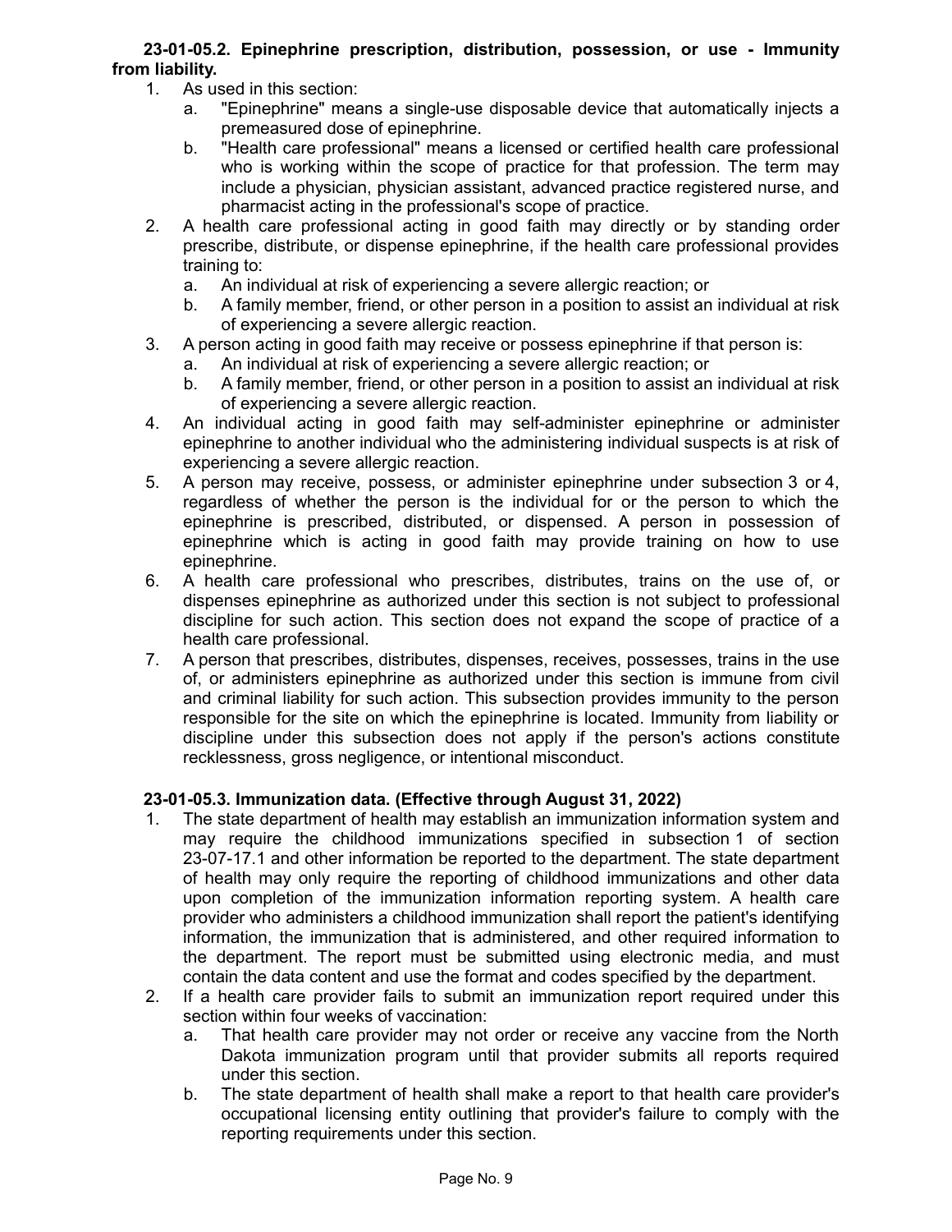**23-01-05.2. Epinephrine prescription, distribution, possession, or use - Immunity from liability.**

1. As used in this section:
   a. "Epinephrine" means a single-use disposable device that automatically injects a premeasured dose of epinephrine.
   b. "Health care professional" means a licensed or certified health care professional who is working within the scope of practice for that profession. The term may include a physician, physician assistant, advanced practice registered nurse, and pharmacist acting in the professional's scope of practice.
2. A health care professional acting in good faith may directly or by standing order prescribe, distribute, or dispense epinephrine, if the health care professional provides training to:
   a. An individual at risk of experiencing a severe allergic reaction; or
   b. A family member, friend, or other person in a position to assist an individual at risk of experiencing a severe allergic reaction.
3. A person acting in good faith may receive or possess epinephrine if that person is:
   a. An individual at risk of experiencing a severe allergic reaction; or
   b. A family member, friend, or other person in a position to assist an individual at risk of experiencing a severe allergic reaction.
4. An individual acting in good faith may self-administer epinephrine or administer epinephrine to another individual who the administering individual suspects is at risk of experiencing a severe allergic reaction.
5. A person may receive, possess, or administer epinephrine under subsection 3 or 4, regardless of whether the person is the individual for or the person to which the epinephrine is prescribed, distributed, or dispensed. A person in possession of epinephrine which is acting in good faith may provide training on how to use epinephrine.
6. A health care professional who prescribes, distributes, trains on the use of, or dispenses epinephrine as authorized under this section is not subject to professional discipline for such action. This section does not expand the scope of practice of a health care professional.
7. A person that prescribes, distributes, dispenses, receives, possesses, trains in the use of, or administers epinephrine as authorized under this section is immune from civil and criminal liability for such action. This subsection provides immunity to the person responsible for the site on which the epinephrine is located. Immunity from liability or discipline under this subsection does not apply if the person's actions constitute recklessness, gross negligence, or intentional misconduct.

**23-01-05.3. Immunization data. (Effective through August 31, 2022)**

1. The state department of health may establish an immunization information system and may require the childhood immunizations specified in subsection 1 of section 23-07-17.1 and other information be reported to the department. The state department of health may only require the reporting of childhood immunizations and other data upon completion of the immunization information reporting system. A health care provider who administers a childhood immunization shall report the patient's identifying information, the immunization that is administered, and other required information to the department. The report must be submitted using electronic media, and must contain the data content and use the format and codes specified by the department.
2. If a health care provider fails to submit an immunization report required under this section within four weeks of vaccination:
   a. That health care provider may not order or receive any vaccine from the North Dakota immunization program until that provider submits all reports required under this section.
   b. The state department of health shall make a report to that health care provider's occupational licensing entity outlining that provider's failure to comply with the reporting requirements under this section.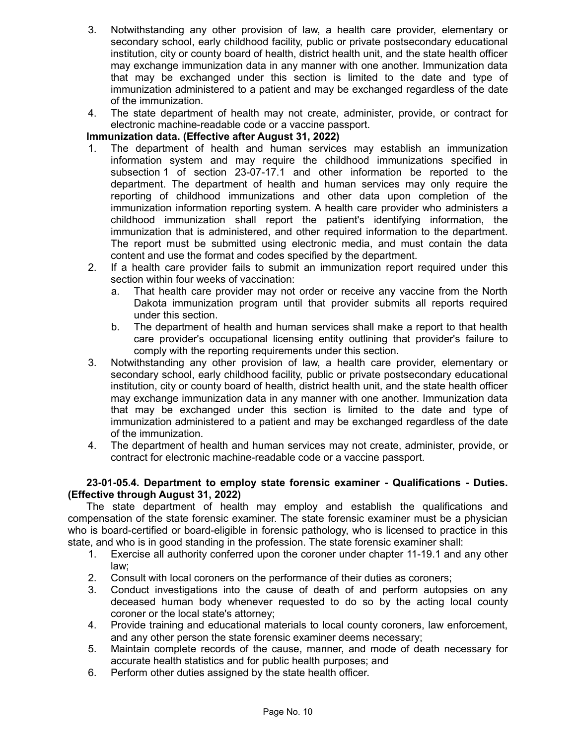3. Notwithstanding any other provision of law, a health care provider, elementary or secondary school, early childhood facility, public or private postsecondary educational institution, city or county board of health, district health unit, and the state health officer may exchange immunization data in any manner with one another. Immunization data that may be exchanged under this section is limited to the date and type of immunization administered to a patient and may be exchanged regardless of the date of the immunization.
4. The state department of health may not create, administer, provide, or contract for electronic machine-readable code or a vaccine passport.

**Immunization data. (Effective after August 31, 2022)**

1. The department of health and human services may establish an immunization information system and may require the childhood immunizations specified in subsection 1 of section 23-07-17.1 and other information be reported to the department. The department of health and human services may only require the reporting of childhood immunizations and other data upon completion of the immunization information reporting system. A health care provider who administers a childhood immunization shall report the patient's identifying information, the immunization that is administered, and other required information to the department. The report must be submitted using electronic media, and must contain the data content and use the format and codes specified by the department.
2. If a health care provider fails to submit an immunization report required under this section within four weeks of vaccination:
   a. That health care provider may not order or receive any vaccine from the North Dakota immunization program until that provider submits all reports required under this section.
   b. The department of health and human services shall make a report to that health care provider's occupational licensing entity outlining that provider's failure to comply with the reporting requirements under this section.
3. Notwithstanding any other provision of law, a health care provider, elementary or secondary school, early childhood facility, public or private postsecondary educational institution, city or county board of health, district health unit, and the state health officer may exchange immunization data in any manner with one another. Immunization data that may be exchanged under this section is limited to the date and type of immunization administered to a patient and may be exchanged regardless of the date of the immunization.
4. The department of health and human services may not create, administer, provide, or contract for electronic machine-readable code or a vaccine passport.

**23-01-05.4. Department to employ state forensic examiner - Qualifications - Duties. (Effective through August 31, 2022)**

The state department of health may employ and establish the qualifications and compensation of the state forensic examiner. The state forensic examiner must be a physician who is board-certified or board-eligible in forensic pathology, who is licensed to practice in this state, and who is in good standing in the profession. The state forensic examiner shall:

1. Exercise all authority conferred upon the coroner under chapter 11-19.1 and any other law;
2. Consult with local coroners on the performance of their duties as coroners;
3. Conduct investigations into the cause of death of and perform autopsies on any deceased human body whenever requested to do so by the acting local county coroner or the local state's attorney;
4. Provide training and educational materials to local county coroners, law enforcement, and any other person the state forensic examiner deems necessary;
5. Maintain complete records of the cause, manner, and mode of death necessary for accurate health statistics and for public health purposes; and
6. Perform other duties assigned by the state health officer.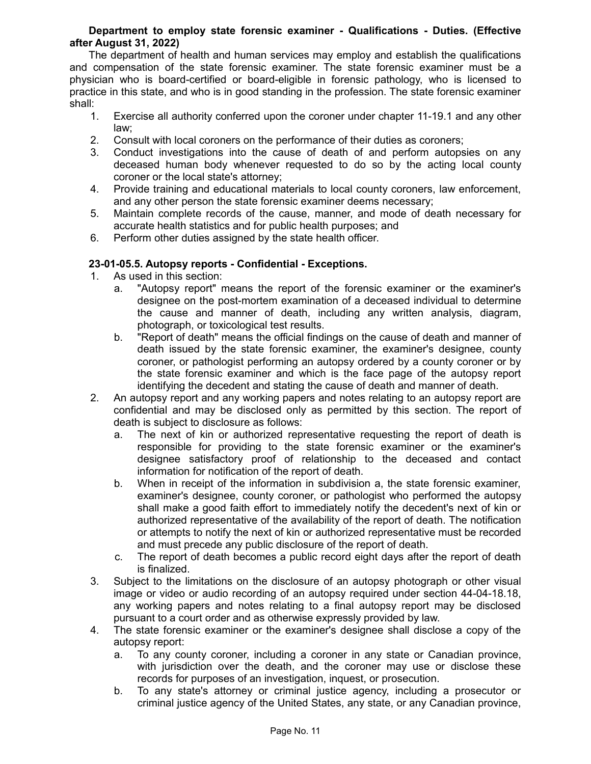**Department to employ state forensic examiner - Qualifications - Duties. (Effective after August 31, 2022)**

The department of health and human services may employ and establish the qualifications and compensation of the state forensic examiner. The state forensic examiner must be a physician who is board-certified or board-eligible in forensic pathology, who is licensed to practice in this state, and who is in good standing in the profession. The state forensic examiner shall:

1. Exercise all authority conferred upon the coroner under chapter 11-19.1 and any other law;
2. Consult with local coroners on the performance of their duties as coroners;
3. Conduct investigations into the cause of death of and perform autopsies on any deceased human body whenever requested to do so by the acting local county coroner or the local state's attorney;
4. Provide training and educational materials to local county coroners, law enforcement, and any other person the state forensic examiner deems necessary;
5. Maintain complete records of the cause, manner, and mode of death necessary for accurate health statistics and for public health purposes; and
6. Perform other duties assigned by the state health officer.

**23-01-05.5. Autopsy reports - Confidential - Exceptions.**

1. As used in this section:
   a. "Autopsy report" means the report of the forensic examiner or the examiner's designee on the post-mortem examination of a deceased individual to determine the cause and manner of death, including any written analysis, diagram, photograph, or toxicological test results.
   b. "Report of death" means the official findings on the cause of death and manner of death issued by the state forensic examiner, the examiner's designee, county coroner, or pathologist performing an autopsy ordered by a county coroner or by the state forensic examiner and which is the face page of the autopsy report identifying the decedent and stating the cause of death and manner of death.
2. An autopsy report and any working papers and notes relating to an autopsy report are confidential and may be disclosed only as permitted by this section. The report of death is subject to disclosure as follows:
   a. The next of kin or authorized representative requesting the report of death is responsible for providing to the state forensic examiner or the examiner's designee satisfactory proof of relationship to the deceased and contact information for notification of the report of death.
   b. When in receipt of the information in subdivision a, the state forensic examiner, examiner's designee, county coroner, or pathologist who performed the autopsy shall make a good faith effort to immediately notify the decedent's next of kin or authorized representative of the availability of the report of death. The notification or attempts to notify the next of kin or authorized representative must be recorded and must precede any public disclosure of the report of death.
   c. The report of death becomes a public record eight days after the report of death is finalized.
3. Subject to the limitations on the disclosure of an autopsy photograph or other visual image or video or audio recording of an autopsy required under section 44-04-18.18, any working papers and notes relating to a final autopsy report may be disclosed pursuant to a court order and as otherwise expressly provided by law.
4. The state forensic examiner or the examiner's designee shall disclose a copy of the autopsy report:
   a. To any county coroner, including a coroner in any state or Canadian province, with jurisdiction over the death, and the coroner may use or disclose these records for purposes of an investigation, inquest, or prosecution.
   b. To any state's attorney or criminal justice agency, including a prosecutor or criminal justice agency of the United States, any state, or any Canadian province,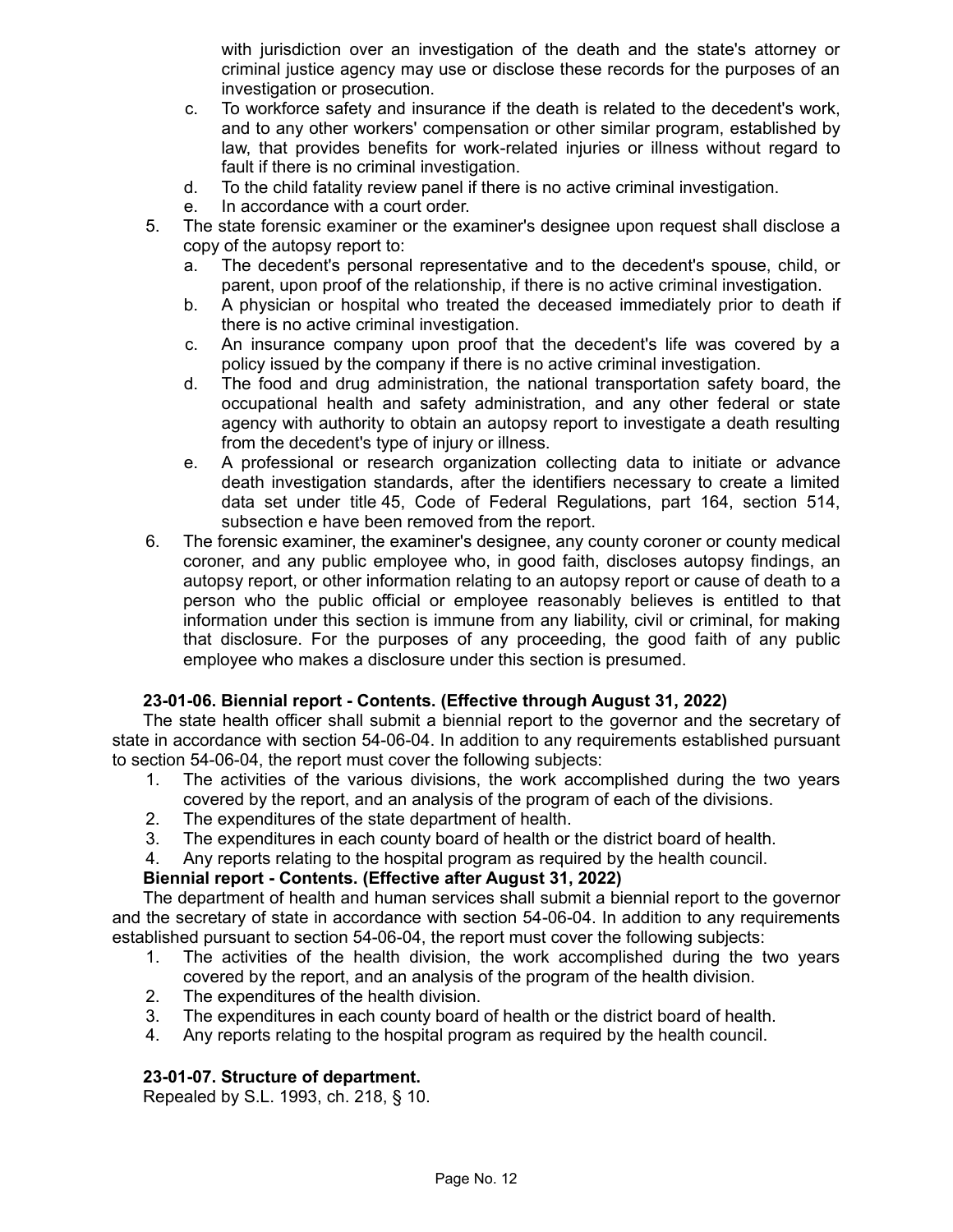with jurisdiction over an investigation of the death and the state's attorney or criminal justice agency may use or disclose these records for the purposes of an investigation or prosecution.

   c. To workforce safety and insurance if the death is related to the decedent's work, and to any other workers' compensation or other similar program, established by law, that provides benefits for work-related injuries or illness without regard to fault if there is no criminal investigation.
   d. To the child fatality review panel if there is no active criminal investigation.
   e. In accordance with a court order.

5. The state forensic examiner or the examiner's designee upon request shall disclose a copy of the autopsy report to:
   a. The decedent's personal representative and to the decedent's spouse, child, or parent, upon proof of the relationship, if there is no active criminal investigation.
   b. A physician or hospital who treated the deceased immediately prior to death if there is no active criminal investigation.
   c. An insurance company upon proof that the decedent's life was covered by a policy issued by the company if there is no active criminal investigation.
   d. The food and drug administration, the national transportation safety board, the occupational health and safety administration, and any other federal or state agency with authority to obtain an autopsy report to investigate a death resulting from the decedent's type of injury or illness.
   e. A professional or research organization collecting data to initiate or advance death investigation standards, after the identifiers necessary to create a limited data set under title 45, Code of Federal Regulations, part 164, section 514, subsection e have been removed from the report.

6. The forensic examiner, the examiner's designee, any county coroner or county medical coroner, and any public employee who, in good faith, discloses autopsy findings, an autopsy report, or other information relating to an autopsy report or cause of death to a person who the public official or employee reasonably believes is entitled to that information under this section is immune from any liability, civil or criminal, for making that disclosure. For the purposes of any proceeding, the good faith of any public employee who makes a disclosure under this section is presumed.

**23-01-06. Biennial report - Contents. (Effective through August 31, 2022)**

The state health officer shall submit a biennial report to the governor and the secretary of state in accordance with section 54-06-04. In addition to any requirements established pursuant to section 54-06-04, the report must cover the following subjects:

1. The activities of the various divisions, the work accomplished during the two years covered by the report, and an analysis of the program of each of the divisions.
2. The expenditures of the state department of health.
3. The expenditures in each county board of health or the district board of health.
4. Any reports relating to the hospital program as required by the health council.

**Biennial report - Contents. (Effective after August 31, 2022)**

The department of health and human services shall submit a biennial report to the governor and the secretary of state in accordance with section 54-06-04. In addition to any requirements established pursuant to section 54-06-04, the report must cover the following subjects:

1. The activities of the health division, the work accomplished during the two years covered by the report, and an analysis of the program of the health division.
2. The expenditures of the health division.
3. The expenditures in each county board of health or the district board of health.
4. Any reports relating to the hospital program as required by the health council.

**23-01-07. Structure of department.**

Repealed by S.L. 1993, ch. 218, § 10.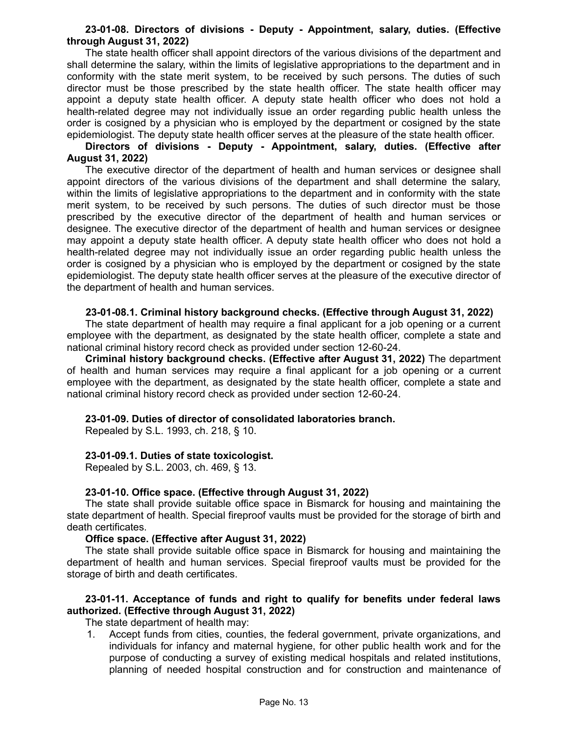**23-01-08. Directors of divisions - Deputy - Appointment, salary, duties. (Effective through August 31, 2022)**

The state health officer shall appoint directors of the various divisions of the department and shall determine the salary, within the limits of legislative appropriations to the department and in conformity with the state merit system, to be received by such persons. The duties of such director must be those prescribed by the state health officer. The state health officer may appoint a deputy state health officer. A deputy state health officer who does not hold a health-related degree may not individually issue an order regarding public health unless the order is cosigned by a physician who is employed by the department or cosigned by the state epidemiologist. The deputy state health officer serves at the pleasure of the state health officer.

**Directors of divisions - Deputy - Appointment, salary, duties. (Effective after August 31, 2022)**

The executive director of the department of health and human services or designee shall appoint directors of the various divisions of the department and shall determine the salary, within the limits of legislative appropriations to the department and in conformity with the state merit system, to be received by such persons. The duties of such director must be those prescribed by the executive director of the department of health and human services or designee. The executive director of the department of health and human services or designee may appoint a deputy state health officer. A deputy state health officer who does not hold a health-related degree may not individually issue an order regarding public health unless the order is cosigned by a physician who is employed by the department or cosigned by the state epidemiologist. The deputy state health officer serves at the pleasure of the executive director of the department of health and human services.

**23-01-08.1. Criminal history background checks. (Effective through August 31, 2022)**

The state department of health may require a final applicant for a job opening or a current employee with the department, as designated by the state health officer, complete a state and national criminal history record check as provided under section 12-60-24.

**Criminal history background checks. (Effective after August 31, 2022)** The department of health and human services may require a final applicant for a job opening or a current employee with the department, as designated by the state health officer, complete a state and national criminal history record check as provided under section 12-60-24.

**23-01-09. Duties of director of consolidated laboratories branch.**

Repealed by S.L. 1993, ch. 218, § 10.

**23-01-09.1. Duties of state toxicologist.**

Repealed by S.L. 2003, ch. 469, § 13.

**23-01-10. Office space. (Effective through August 31, 2022)**

The state shall provide suitable office space in Bismarck for housing and maintaining the state department of health. Special fireproof vaults must be provided for the storage of birth and death certificates.

**Office space. (Effective after August 31, 2022)**

The state shall provide suitable office space in Bismarck for housing and maintaining the department of health and human services. Special fireproof vaults must be provided for the storage of birth and death certificates.

**23-01-11. Acceptance of funds and right to qualify for benefits under federal laws authorized. (Effective through August 31, 2022)**

The state department of health may:

1. Accept funds from cities, counties, the federal government, private organizations, and individuals for infancy and maternal hygiene, for other public health work and for the purpose of conducting a survey of existing medical hospitals and related institutions, planning of needed hospital construction and for construction and maintenance of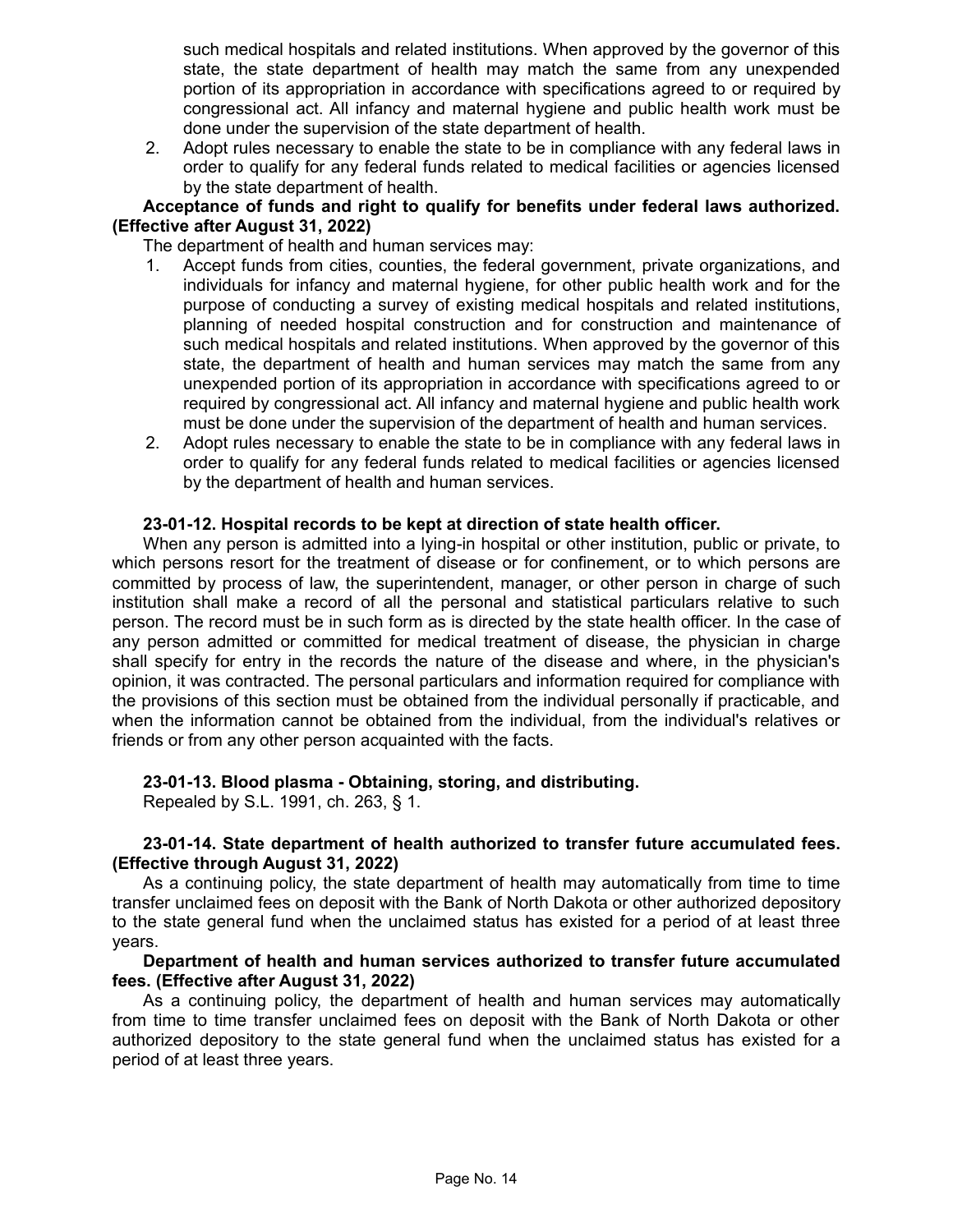such medical hospitals and related institutions. When approved by the governor of this state, the state department of health may match the same from any unexpended portion of its appropriation in accordance with specifications agreed to or required by congressional act. All infancy and maternal hygiene and public health work must be done under the supervision of the state department of health.

2. Adopt rules necessary to enable the state to be in compliance with any federal laws in order to qualify for any federal funds related to medical facilities or agencies licensed by the state department of health.

**Acceptance of funds and right to qualify for benefits under federal laws authorized. (Effective after August 31, 2022)**

The department of health and human services may:

1. Accept funds from cities, counties, the federal government, private organizations, and individuals for infancy and maternal hygiene, for other public health work and for the purpose of conducting a survey of existing medical hospitals and related institutions, planning of needed hospital construction and for construction and maintenance of such medical hospitals and related institutions. When approved by the governor of this state, the department of health and human services may match the same from any unexpended portion of its appropriation in accordance with specifications agreed to or required by congressional act. All infancy and maternal hygiene and public health work must be done under the supervision of the department of health and human services.
2. Adopt rules necessary to enable the state to be in compliance with any federal laws in order to qualify for any federal funds related to medical facilities or agencies licensed by the department of health and human services.

**23-01-12. Hospital records to be kept at direction of state health officer.**

When any person is admitted into a lying-in hospital or other institution, public or private, to which persons resort for the treatment of disease or for confinement, or to which persons are committed by process of law, the superintendent, manager, or other person in charge of such institution shall make a record of all the personal and statistical particulars relative to such person. The record must be in such form as is directed by the state health officer. In the case of any person admitted or committed for medical treatment of disease, the physician in charge shall specify for entry in the records the nature of the disease and where, in the physician's opinion, it was contracted. The personal particulars and information required for compliance with the provisions of this section must be obtained from the individual personally if practicable, and when the information cannot be obtained from the individual, from the individual's relatives or friends or from any other person acquainted with the facts.

**23-01-13. Blood plasma - Obtaining, storing, and distributing.**

Repealed by S.L. 1991, ch. 263, § 1.

**23-01-14. State department of health authorized to transfer future accumulated fees. (Effective through August 31, 2022)**

As a continuing policy, the state department of health may automatically from time to time transfer unclaimed fees on deposit with the Bank of North Dakota or other authorized depository to the state general fund when the unclaimed status has existed for a period of at least three years.

**Department of health and human services authorized to transfer future accumulated fees. (Effective after August 31, 2022)**

As a continuing policy, the department of health and human services may automatically from time to time transfer unclaimed fees on deposit with the Bank of North Dakota or other authorized depository to the state general fund when the unclaimed status has existed for a period of at least three years.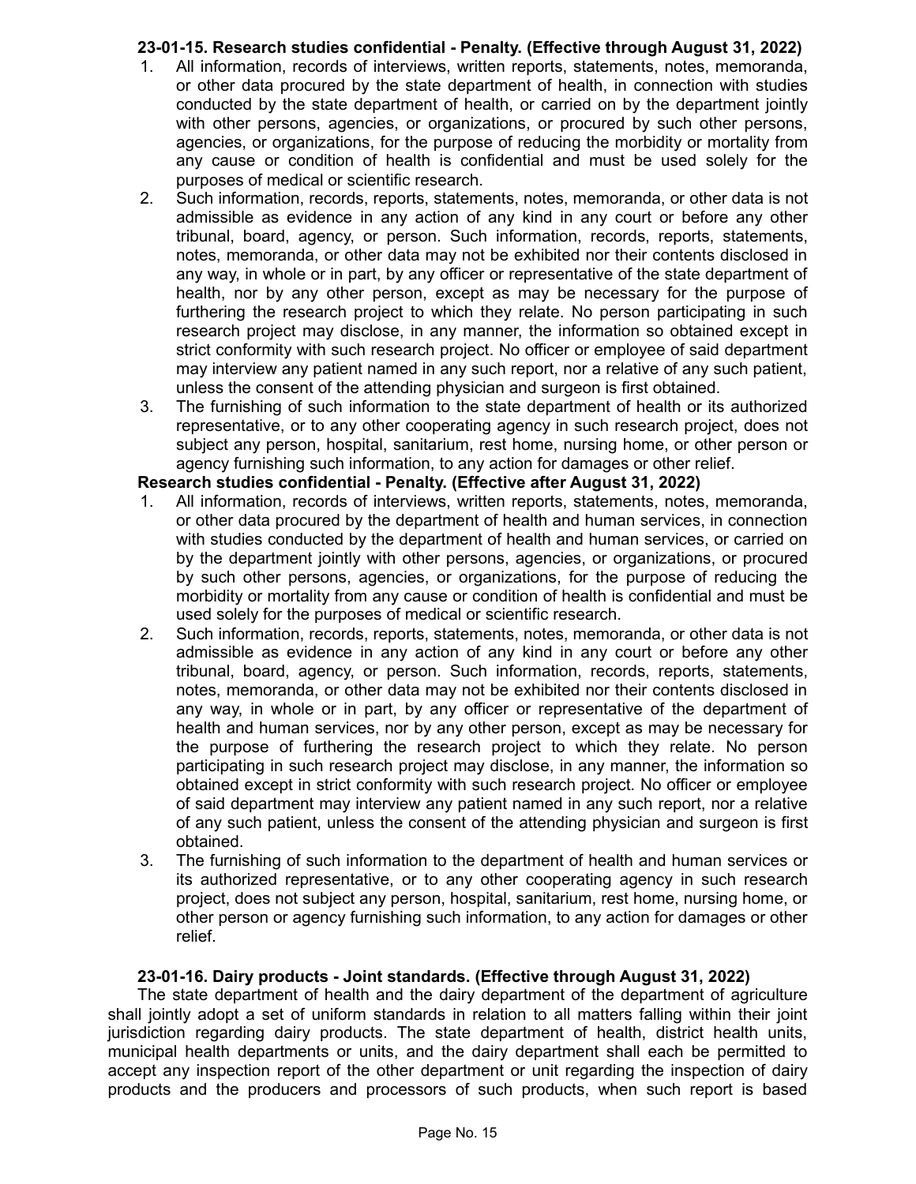**23-01-15. Research studies confidential - Penalty. (Effective through August 31, 2022)**

1. All information, records of interviews, written reports, statements, notes, memoranda, or other data procured by the state department of health, in connection with studies conducted by the state department of health, or carried on by the department jointly with other persons, agencies, or organizations, or procured by such other persons, agencies, or organizations, for the purpose of reducing the morbidity or mortality from any cause or condition of health is confidential and must be used solely for the purposes of medical or scientific research.
2. Such information, records, reports, statements, notes, memoranda, or other data is not admissible as evidence in any action of any kind in any court or before any other tribunal, board, agency, or person. Such information, records, reports, statements, notes, memoranda, or other data may not be exhibited nor their contents disclosed in any way, in whole or in part, by any officer or representative of the state department of health, nor by any other person, except as may be necessary for the purpose of furthering the research project to which they relate. No person participating in such research project may disclose, in any manner, the information so obtained except in strict conformity with such research project. No officer or employee of said department may interview any patient named in any such report, nor a relative of any such patient, unless the consent of the attending physician and surgeon is first obtained.
3. The furnishing of such information to the state department of health or its authorized representative, or to any other cooperating agency in such research project, does not subject any person, hospital, sanitarium, rest home, nursing home, or other person or agency furnishing such information, to any action for damages or other relief.

**Research studies confidential - Penalty. (Effective after August 31, 2022)**

1. All information, records of interviews, written reports, statements, notes, memoranda, or other data procured by the department of health and human services, in connection with studies conducted by the department of health and human services, or carried on by the department jointly with other persons, agencies, or organizations, or procured by such other persons, agencies, or organizations, for the purpose of reducing the morbidity or mortality from any cause or condition of health is confidential and must be used solely for the purposes of medical or scientific research.
2. Such information, records, reports, statements, notes, memoranda, or other data is not admissible as evidence in any action of any kind in any court or before any other tribunal, board, agency, or person. Such information, records, reports, statements, notes, memoranda, or other data may not be exhibited nor their contents disclosed in any way, in whole or in part, by any officer or representative of the department of health and human services, nor by any other person, except as may be necessary for the purpose of furthering the research project to which they relate. No person participating in such research project may disclose, in any manner, the information so obtained except in strict conformity with such research project. No officer or employee of said department may interview any patient named in any such report, nor a relative of any such patient, unless the consent of the attending physician and surgeon is first obtained.
3. The furnishing of such information to the department of health and human services or its authorized representative, or to any other cooperating agency in such research project, does not subject any person, hospital, sanitarium, rest home, nursing home, or other person or agency furnishing such information, to any action for damages or other relief.

**23-01-16. Dairy products - Joint standards. (Effective through August 31, 2022)**

The state department of health and the dairy department of the department of agriculture shall jointly adopt a set of uniform standards in relation to all matters falling within their joint jurisdiction regarding dairy products. The state department of health, district health units, municipal health departments or units, and the dairy department shall each be permitted to accept any inspection report of the other department or unit regarding the inspection of dairy products and the producers and processors of such products, when such report is based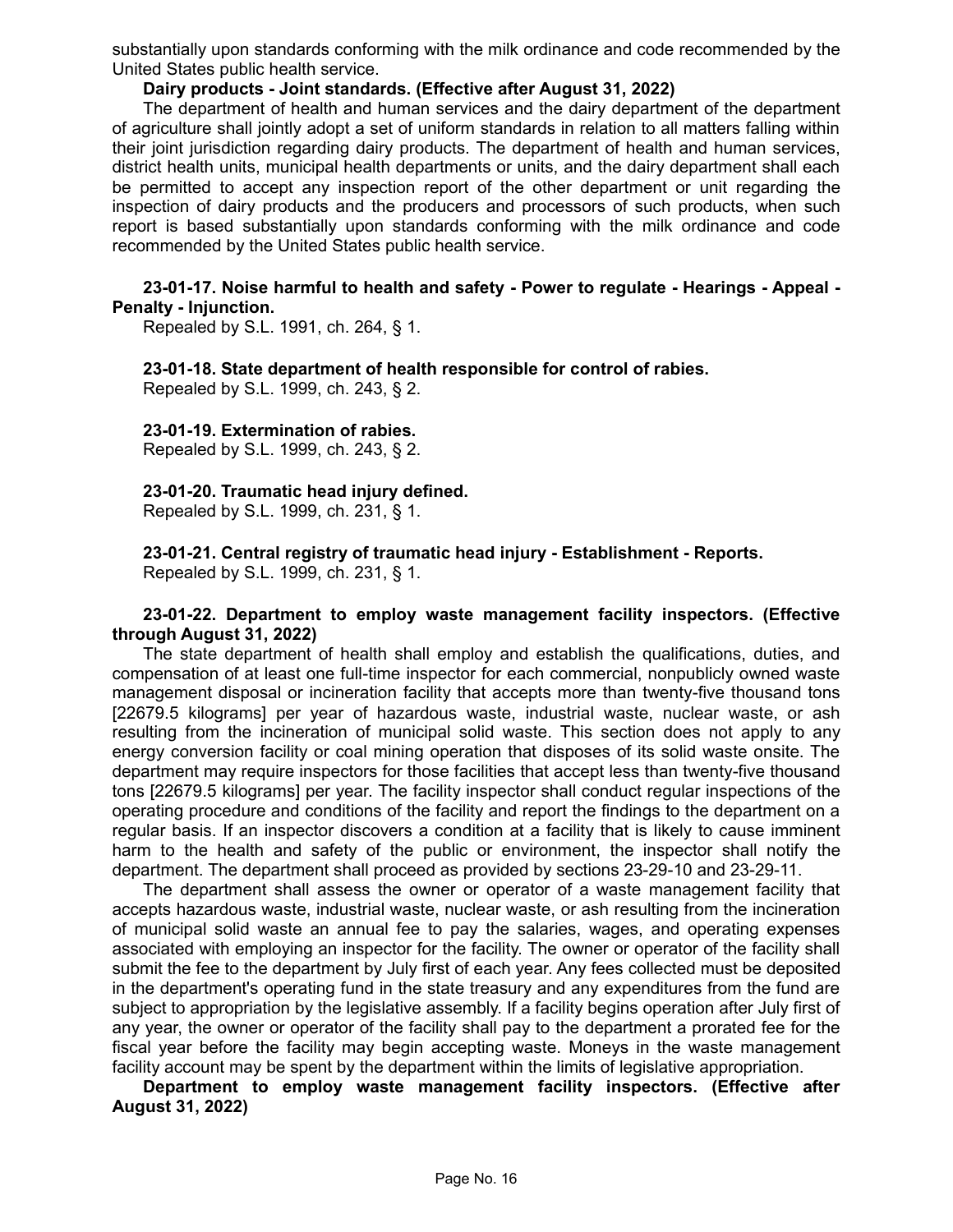substantially upon standards conforming with the milk ordinance and code recommended by the United States public health service.

**Dairy products - Joint standards. (Effective after August 31, 2022)**

The department of health and human services and the dairy department of the department of agriculture shall jointly adopt a set of uniform standards in relation to all matters falling within their joint jurisdiction regarding dairy products. The department of health and human services, district health units, municipal health departments or units, and the dairy department shall each be permitted to accept any inspection report of the other department or unit regarding the inspection of dairy products and the producers and processors of such products, when such report is based substantially upon standards conforming with the milk ordinance and code recommended by the United States public health service.

**23-01-17. Noise harmful to health and safety - Power to regulate - Hearings - Appeal - Penalty - Injunction.**

Repealed by S.L. 1991, ch. 264, § 1.

**23-01-18. State department of health responsible for control of rabies.**

Repealed by S.L. 1999, ch. 243, § 2.

**23-01-19. Extermination of rabies.**

Repealed by S.L. 1999, ch. 243, § 2.

**23-01-20. Traumatic head injury defined.**

Repealed by S.L. 1999, ch. 231, § 1.

**23-01-21. Central registry of traumatic head injury - Establishment - Reports.**

Repealed by S.L. 1999, ch. 231, § 1.

**23-01-22. Department to employ waste management facility inspectors. (Effective through August 31, 2022)**

The state department of health shall employ and establish the qualifications, duties, and compensation of at least one full-time inspector for each commercial, nonpublicly owned waste management disposal or incineration facility that accepts more than twenty-five thousand tons [22679.5 kilograms] per year of hazardous waste, industrial waste, nuclear waste, or ash resulting from the incineration of municipal solid waste. This section does not apply to any energy conversion facility or coal mining operation that disposes of its solid waste onsite. The department may require inspectors for those facilities that accept less than twenty-five thousand tons [22679.5 kilograms] per year. The facility inspector shall conduct regular inspections of the operating procedure and conditions of the facility and report the findings to the department on a regular basis. If an inspector discovers a condition at a facility that is likely to cause imminent harm to the health and safety of the public or environment, the inspector shall notify the department. The department shall proceed as provided by sections 23-29-10 and 23-29-11.

The department shall assess the owner or operator of a waste management facility that accepts hazardous waste, industrial waste, nuclear waste, or ash resulting from the incineration of municipal solid waste an annual fee to pay the salaries, wages, and operating expenses associated with employing an inspector for the facility. The owner or operator of the facility shall submit the fee to the department by July first of each year. Any fees collected must be deposited in the department's operating fund in the state treasury and any expenditures from the fund are subject to appropriation by the legislative assembly. If a facility begins operation after July first of any year, the owner or operator of the facility shall pay to the department a prorated fee for the fiscal year before the facility may begin accepting waste. Moneys in the waste management facility account may be spent by the department within the limits of legislative appropriation.

**Department to employ waste management facility inspectors. (Effective after August 31, 2022)**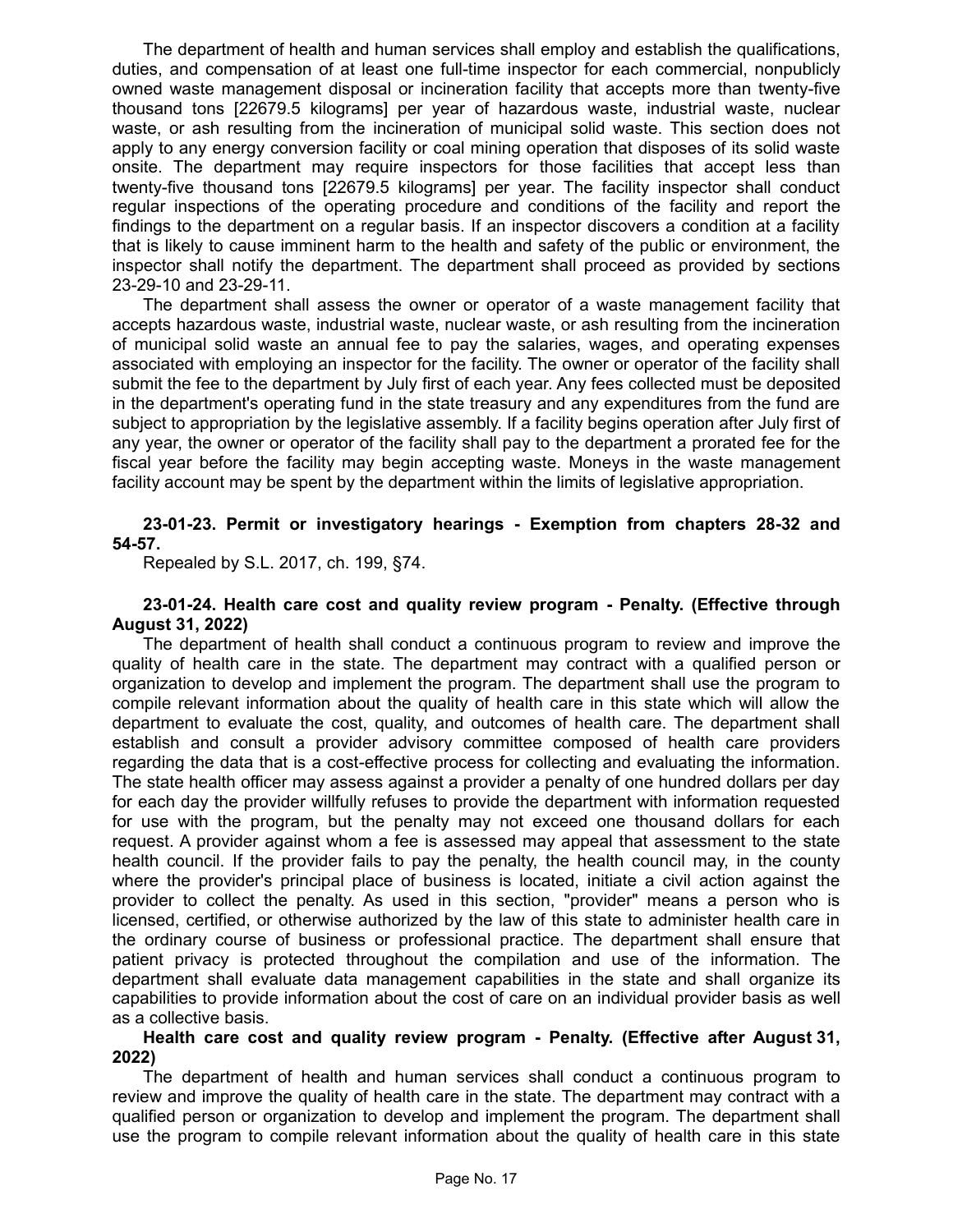The department of health and human services shall employ and establish the qualifications, duties, and compensation of at least one full-time inspector for each commercial, nonpublicly owned waste management disposal or incineration facility that accepts more than twenty-five thousand tons [22679.5 kilograms] per year of hazardous waste, industrial waste, nuclear waste, or ash resulting from the incineration of municipal solid waste. This section does not apply to any energy conversion facility or coal mining operation that disposes of its solid waste onsite. The department may require inspectors for those facilities that accept less than twenty-five thousand tons [22679.5 kilograms] per year. The facility inspector shall conduct regular inspections of the operating procedure and conditions of the facility and report the findings to the department on a regular basis. If an inspector discovers a condition at a facility that is likely to cause imminent harm to the health and safety of the public or environment, the inspector shall notify the department. The department shall proceed as provided by sections 23-29-10 and 23-29-11.

The department shall assess the owner or operator of a waste management facility that accepts hazardous waste, industrial waste, nuclear waste, or ash resulting from the incineration of municipal solid waste an annual fee to pay the salaries, wages, and operating expenses associated with employing an inspector for the facility. The owner or operator of the facility shall submit the fee to the department by July first of each year. Any fees collected must be deposited in the department's operating fund in the state treasury and any expenditures from the fund are subject to appropriation by the legislative assembly. If a facility begins operation after July first of any year, the owner or operator of the facility shall pay to the department a prorated fee for the fiscal year before the facility may begin accepting waste. Moneys in the waste management facility account may be spent by the department within the limits of legislative appropriation.

**23-01-23. Permit or investigatory hearings - Exemption from chapters 28-32 and 54-57.**

Repealed by S.L. 2017, ch. 199, §74.

**23-01-24. Health care cost and quality review program - Penalty. (Effective through August 31, 2022)**

The department of health shall conduct a continuous program to review and improve the quality of health care in the state. The department may contract with a qualified person or organization to develop and implement the program. The department shall use the program to compile relevant information about the quality of health care in this state which will allow the department to evaluate the cost, quality, and outcomes of health care. The department shall establish and consult a provider advisory committee composed of health care providers regarding the data that is a cost-effective process for collecting and evaluating the information. The state health officer may assess against a provider a penalty of one hundred dollars per day for each day the provider willfully refuses to provide the department with information requested for use with the program, but the penalty may not exceed one thousand dollars for each request. A provider against whom a fee is assessed may appeal that assessment to the state health council. If the provider fails to pay the penalty, the health council may, in the county where the provider's principal place of business is located, initiate a civil action against the provider to collect the penalty. As used in this section, "provider" means a person who is licensed, certified, or otherwise authorized by the law of this state to administer health care in the ordinary course of business or professional practice. The department shall ensure that patient privacy is protected throughout the compilation and use of the information. The department shall evaluate data management capabilities in the state and shall organize its capabilities to provide information about the cost of care on an individual provider basis as well as a collective basis.

**Health care cost and quality review program - Penalty. (Effective after August 31, 2022)**

The department of health and human services shall conduct a continuous program to review and improve the quality of health care in the state. The department may contract with a qualified person or organization to develop and implement the program. The department shall use the program to compile relevant information about the quality of health care in this state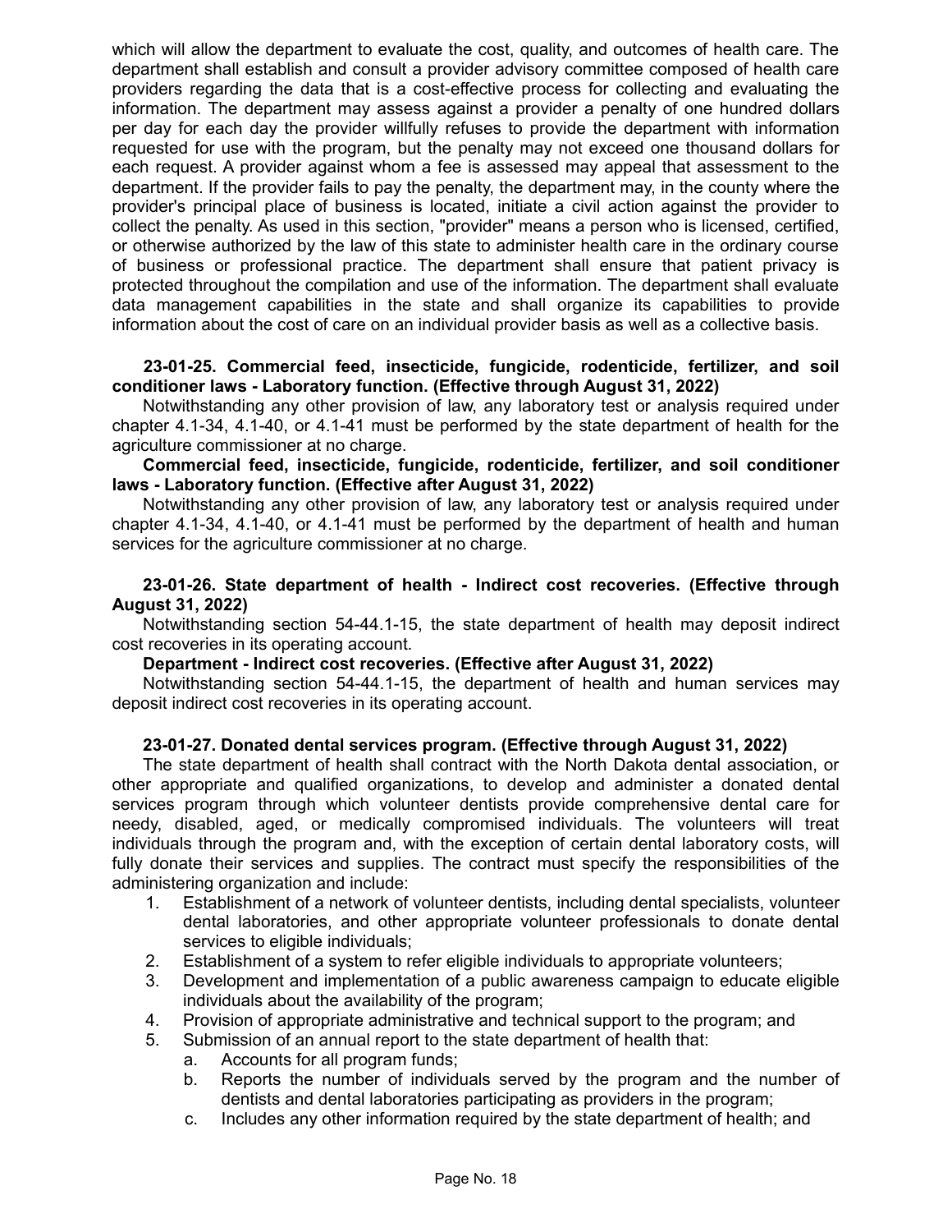which will allow the department to evaluate the cost, quality, and outcomes of health care. The department shall establish and consult a provider advisory committee composed of health care providers regarding the data that is a cost-effective process for collecting and evaluating the information. The department may assess against a provider a penalty of one hundred dollars per day for each day the provider willfully refuses to provide the department with information requested for use with the program, but the penalty may not exceed one thousand dollars for each request. A provider against whom a fee is assessed may appeal that assessment to the department. If the provider fails to pay the penalty, the department may, in the county where the provider's principal place of business is located, initiate a civil action against the provider to collect the penalty. As used in this section, "provider" means a person who is licensed, certified, or otherwise authorized by the law of this state to administer health care in the ordinary course of business or professional practice. The department shall ensure that patient privacy is protected throughout the compilation and use of the information. The department shall evaluate data management capabilities in the state and shall organize its capabilities to provide information about the cost of care on an individual provider basis as well as a collective basis.

**23-01-25. Commercial feed, insecticide, fungicide, rodenticide, fertilizer, and soil conditioner laws - Laboratory function. (Effective through August 31, 2022)**

Notwithstanding any other provision of law, any laboratory test or analysis required under chapter 4.1-34, 4.1-40, or 4.1-41 must be performed by the state department of health for the agriculture commissioner at no charge.

**Commercial feed, insecticide, fungicide, rodenticide, fertilizer, and soil conditioner laws - Laboratory function. (Effective after August 31, 2022)**

Notwithstanding any other provision of law, any laboratory test or analysis required under chapter 4.1-34, 4.1-40, or 4.1-41 must be performed by the department of health and human services for the agriculture commissioner at no charge.

**23-01-26. State department of health - Indirect cost recoveries. (Effective through August 31, 2022)**

Notwithstanding section 54-44.1-15, the state department of health may deposit indirect cost recoveries in its operating account.

**Department - Indirect cost recoveries. (Effective after August 31, 2022)**

Notwithstanding section 54-44.1-15, the department of health and human services may deposit indirect cost recoveries in its operating account.

**23-01-27. Donated dental services program. (Effective through August 31, 2022)**

The state department of health shall contract with the North Dakota dental association, or other appropriate and qualified organizations, to develop and administer a donated dental services program through which volunteer dentists provide comprehensive dental care for needy, disabled, aged, or medically compromised individuals. The volunteers will treat individuals through the program and, with the exception of certain dental laboratory costs, will fully donate their services and supplies. The contract must specify the responsibilities of the administering organization and include:

1. Establishment of a network of volunteer dentists, including dental specialists, volunteer dental laboratories, and other appropriate volunteer professionals to donate dental services to eligible individuals;
2. Establishment of a system to refer eligible individuals to appropriate volunteers;
3. Development and implementation of a public awareness campaign to educate eligible individuals about the availability of the program;
4. Provision of appropriate administrative and technical support to the program; and
5. Submission of an annual report to the state department of health that:
   a. Accounts for all program funds;
   b. Reports the number of individuals served by the program and the number of dentists and dental laboratories participating as providers in the program;
   c. Includes any other information required by the state department of health; and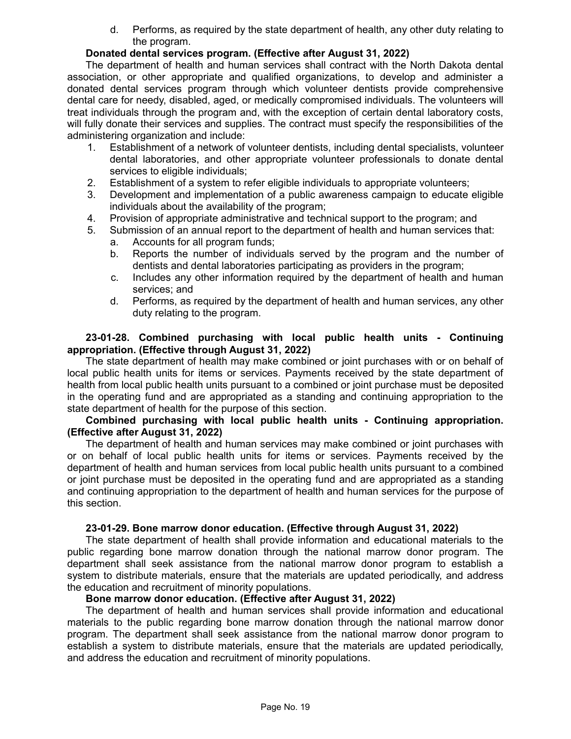d. Performs, as required by the state department of health, any other duty relating to the program.

**Donated dental services program. (Effective after August 31, 2022)**

The department of health and human services shall contract with the North Dakota dental association, or other appropriate and qualified organizations, to develop and administer a donated dental services program through which volunteer dentists provide comprehensive dental care for needy, disabled, aged, or medically compromised individuals. The volunteers will treat individuals through the program and, with the exception of certain dental laboratory costs, will fully donate their services and supplies. The contract must specify the responsibilities of the administering organization and include:

1. Establishment of a network of volunteer dentists, including dental specialists, volunteer dental laboratories, and other appropriate volunteer professionals to donate dental services to eligible individuals;
2. Establishment of a system to refer eligible individuals to appropriate volunteers;
3. Development and implementation of a public awareness campaign to educate eligible individuals about the availability of the program;
4. Provision of appropriate administrative and technical support to the program; and
5. Submission of an annual report to the department of health and human services that:
   a. Accounts for all program funds;
   b. Reports the number of individuals served by the program and the number of dentists and dental laboratories participating as providers in the program;
   c. Includes any other information required by the department of health and human services; and
   d. Performs, as required by the department of health and human services, any other duty relating to the program.

**23-01-28. Combined purchasing with local public health units - Continuing appropriation. (Effective through August 31, 2022)**

The state department of health may make combined or joint purchases with or on behalf of local public health units for items or services. Payments received by the state department of health from local public health units pursuant to a combined or joint purchase must be deposited in the operating fund and are appropriated as a standing and continuing appropriation to the state department of health for the purpose of this section.

**Combined purchasing with local public health units - Continuing appropriation. (Effective after August 31, 2022)**

The department of health and human services may make combined or joint purchases with or on behalf of local public health units for items or services. Payments received by the department of health and human services from local public health units pursuant to a combined or joint purchase must be deposited in the operating fund and are appropriated as a standing and continuing appropriation to the department of health and human services for the purpose of this section.

**23-01-29. Bone marrow donor education. (Effective through August 31, 2022)**

The state department of health shall provide information and educational materials to the public regarding bone marrow donation through the national marrow donor program. The department shall seek assistance from the national marrow donor program to establish a system to distribute materials, ensure that the materials are updated periodically, and address the education and recruitment of minority populations.

**Bone marrow donor education. (Effective after August 31, 2022)**

The department of health and human services shall provide information and educational materials to the public regarding bone marrow donation through the national marrow donor program. The department shall seek assistance from the national marrow donor program to establish a system to distribute materials, ensure that the materials are updated periodically, and address the education and recruitment of minority populations.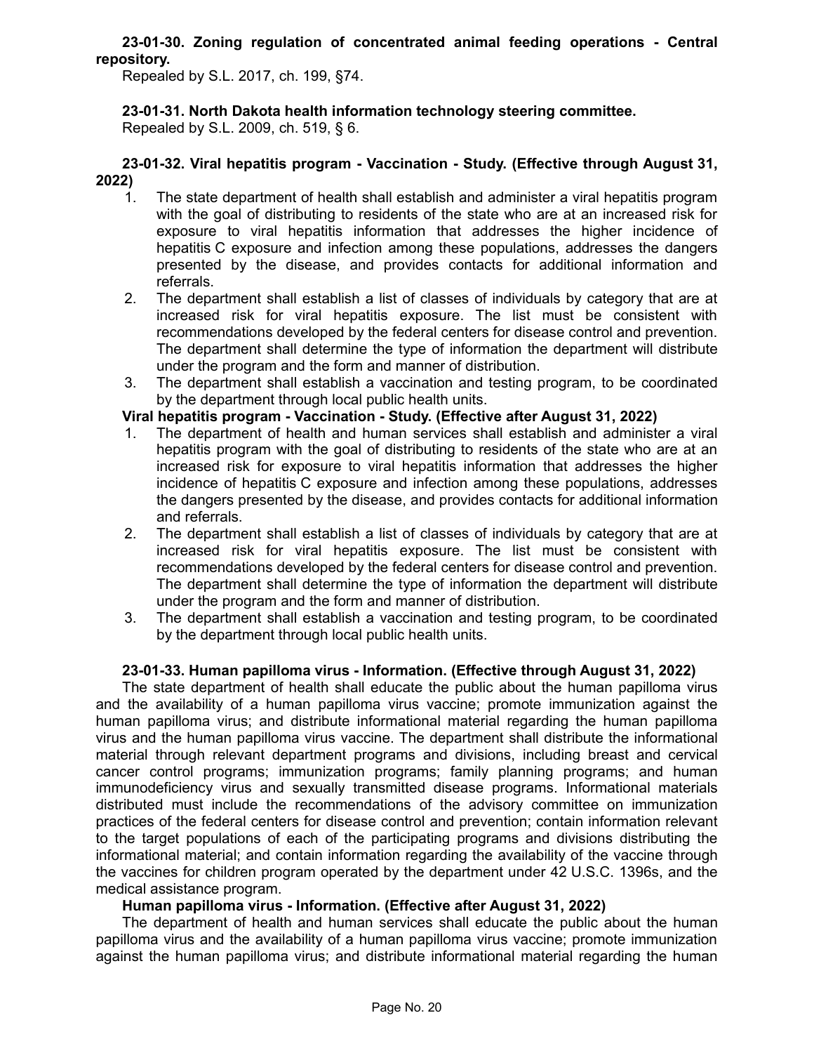**23-01-30. Zoning regulation of concentrated animal feeding operations - Central repository.**

Repealed by S.L. 2017, ch. 199, §74.

**23-01-31. North Dakota health information technology steering committee.**

Repealed by S.L. 2009, ch. 519, § 6.

**23-01-32. Viral hepatitis program - Vaccination - Study. (Effective through August 31, 2022)**

1. The state department of health shall establish and administer a viral hepatitis program with the goal of distributing to residents of the state who are at an increased risk for exposure to viral hepatitis information that addresses the higher incidence of hepatitis C exposure and infection among these populations, addresses the dangers presented by the disease, and provides contacts for additional information and referrals.
2. The department shall establish a list of classes of individuals by category that are at increased risk for viral hepatitis exposure. The list must be consistent with recommendations developed by the federal centers for disease control and prevention. The department shall determine the type of information the department will distribute under the program and the form and manner of distribution.
3. The department shall establish a vaccination and testing program, to be coordinated by the department through local public health units.

**Viral hepatitis program - Vaccination - Study. (Effective after August 31, 2022)**

1. The department of health and human services shall establish and administer a viral hepatitis program with the goal of distributing to residents of the state who are at an increased risk for exposure to viral hepatitis information that addresses the higher incidence of hepatitis C exposure and infection among these populations, addresses the dangers presented by the disease, and provides contacts for additional information and referrals.
2. The department shall establish a list of classes of individuals by category that are at increased risk for viral hepatitis exposure. The list must be consistent with recommendations developed by the federal centers for disease control and prevention. The department shall determine the type of information the department will distribute under the program and the form and manner of distribution.
3. The department shall establish a vaccination and testing program, to be coordinated by the department through local public health units.

**23-01-33. Human papilloma virus - Information. (Effective through August 31, 2022)**

The state department of health shall educate the public about the human papilloma virus and the availability of a human papilloma virus vaccine; promote immunization against the human papilloma virus; and distribute informational material regarding the human papilloma virus and the human papilloma virus vaccine. The department shall distribute the informational material through relevant department programs and divisions, including breast and cervical cancer control programs; immunization programs; family planning programs; and human immunodeficiency virus and sexually transmitted disease programs. Informational materials distributed must include the recommendations of the advisory committee on immunization practices of the federal centers for disease control and prevention; contain information relevant to the target populations of each of the participating programs and divisions distributing the informational material; and contain information regarding the availability of the vaccine through the vaccines for children program operated by the department under 42 U.S.C. 1396s, and the medical assistance program.

**Human papilloma virus - Information. (Effective after August 31, 2022)**

The department of health and human services shall educate the public about the human papilloma virus and the availability of a human papilloma virus vaccine; promote immunization against the human papilloma virus; and distribute informational material regarding the human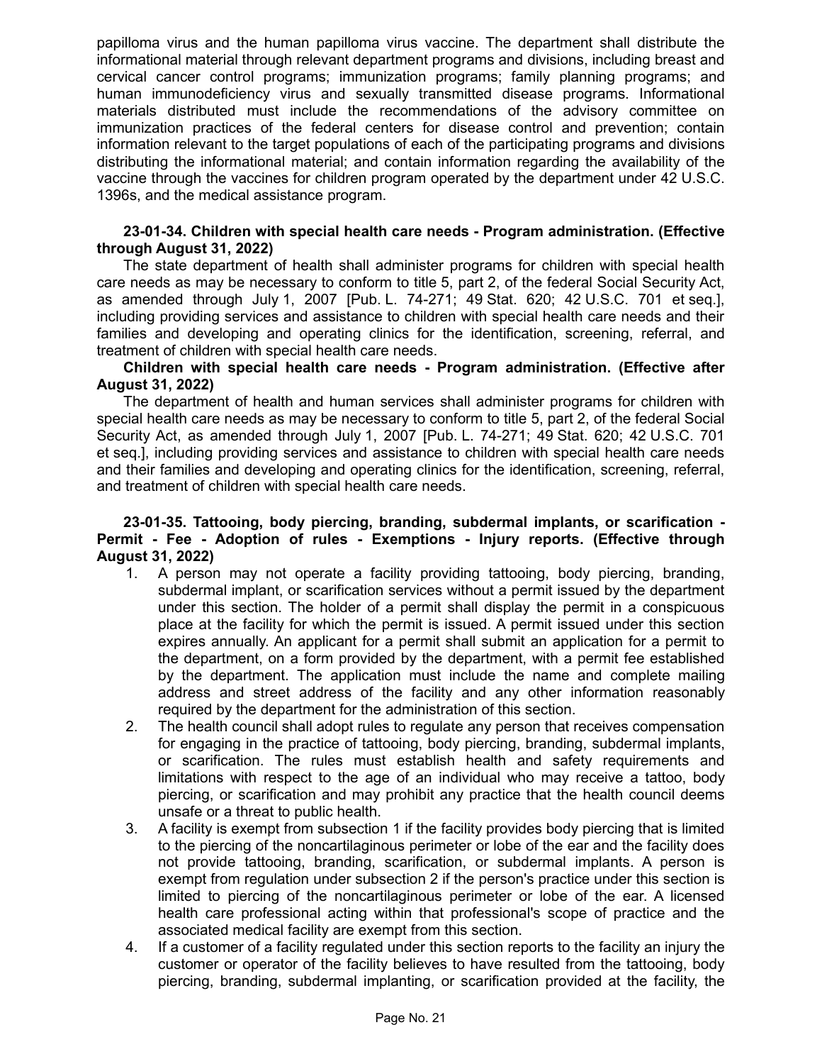papilloma virus and the human papilloma virus vaccine. The department shall distribute the informational material through relevant department programs and divisions, including breast and cervical cancer control programs; immunization programs; family planning programs; and human immunodeficiency virus and sexually transmitted disease programs. Informational materials distributed must include the recommendations of the advisory committee on immunization practices of the federal centers for disease control and prevention; contain information relevant to the target populations of each of the participating programs and divisions distributing the informational material; and contain information regarding the availability of the vaccine through the vaccines for children program operated by the department under 42 U.S.C. 1396s, and the medical assistance program.

**23-01-34. Children with special health care needs - Program administration. (Effective through August 31, 2022)**

The state department of health shall administer programs for children with special health care needs as may be necessary to conform to title 5, part 2, of the federal Social Security Act, as amended through July 1, 2007 [Pub. L. 74-271; 49 Stat. 620; 42 U.S.C. 701 et seq.], including providing services and assistance to children with special health care needs and their families and developing and operating clinics for the identification, screening, referral, and treatment of children with special health care needs.

**Children with special health care needs - Program administration. (Effective after August 31, 2022)**

The department of health and human services shall administer programs for children with special health care needs as may be necessary to conform to title 5, part 2, of the federal Social Security Act, as amended through July 1, 2007 [Pub. L. 74-271; 49 Stat. 620; 42 U.S.C. 701 et seq.], including providing services and assistance to children with special health care needs and their families and developing and operating clinics for the identification, screening, referral, and treatment of children with special health care needs.

**23-01-35. Tattooing, body piercing, branding, subdermal implants, or scarification - Permit - Fee - Adoption of rules - Exemptions - Injury reports. (Effective through August 31, 2022)**

1. A person may not operate a facility providing tattooing, body piercing, branding, subdermal implant, or scarification services without a permit issued by the department under this section. The holder of a permit shall display the permit in a conspicuous place at the facility for which the permit is issued. A permit issued under this section expires annually. An applicant for a permit shall submit an application for a permit to the department, on a form provided by the department, with a permit fee established by the department. The application must include the name and complete mailing address and street address of the facility and any other information reasonably required by the department for the administration of this section.
2. The health council shall adopt rules to regulate any person that receives compensation for engaging in the practice of tattooing, body piercing, branding, subdermal implants, or scarification. The rules must establish health and safety requirements and limitations with respect to the age of an individual who may receive a tattoo, body piercing, or scarification and may prohibit any practice that the health council deems unsafe or a threat to public health.
3. A facility is exempt from subsection 1 if the facility provides body piercing that is limited to the piercing of the noncartilaginous perimeter or lobe of the ear and the facility does not provide tattooing, branding, scarification, or subdermal implants. A person is exempt from regulation under subsection 2 if the person's practice under this section is limited to piercing of the noncartilaginous perimeter or lobe of the ear. A licensed health care professional acting within that professional's scope of practice and the associated medical facility are exempt from this section.
4. If a customer of a facility regulated under this section reports to the facility an injury the customer or operator of the facility believes to have resulted from the tattooing, body piercing, branding, subdermal implanting, or scarification provided at the facility, the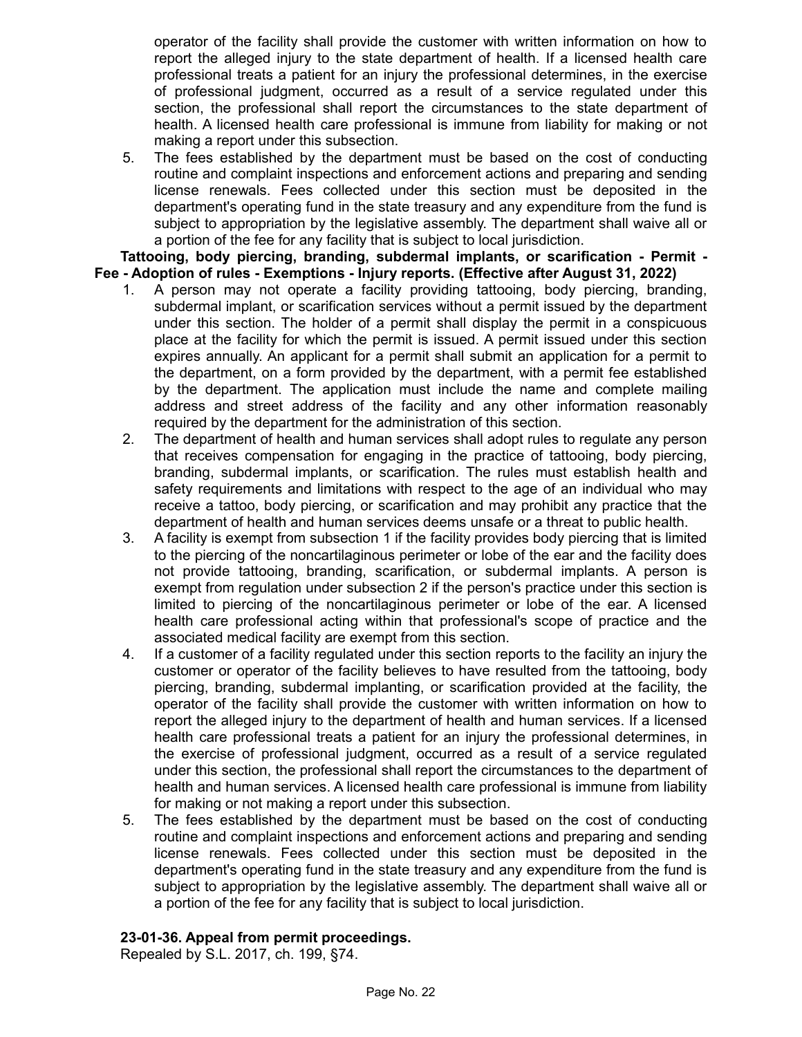operator of the facility shall provide the customer with written information on how to report the alleged injury to the state department of health. If a licensed health care professional treats a patient for an injury the professional determines, in the exercise of professional judgment, occurred as a result of a service regulated under this section, the professional shall report the circumstances to the state department of health. A licensed health care professional is immune from liability for making or not making a report under this subsection.

5. The fees established by the department must be based on the cost of conducting routine and complaint inspections and enforcement actions and preparing and sending license renewals. Fees collected under this section must be deposited in the department's operating fund in the state treasury and any expenditure from the fund is subject to appropriation by the legislative assembly. The department shall waive all or a portion of the fee for any facility that is subject to local jurisdiction.

**Tattooing, body piercing, branding, subdermal implants, or scarification - Permit - Fee - Adoption of rules - Exemptions - Injury reports. (Effective after August 31, 2022)**

1. A person may not operate a facility providing tattooing, body piercing, branding, subdermal implant, or scarification services without a permit issued by the department under this section. The holder of a permit shall display the permit in a conspicuous place at the facility for which the permit is issued. A permit issued under this section expires annually. An applicant for a permit shall submit an application for a permit to the department, on a form provided by the department, with a permit fee established by the department. The application must include the name and complete mailing address and street address of the facility and any other information reasonably required by the department for the administration of this section.
2. The department of health and human services shall adopt rules to regulate any person that receives compensation for engaging in the practice of tattooing, body piercing, branding, subdermal implants, or scarification. The rules must establish health and safety requirements and limitations with respect to the age of an individual who may receive a tattoo, body piercing, or scarification and may prohibit any practice that the department of health and human services deems unsafe or a threat to public health.
3. A facility is exempt from subsection 1 if the facility provides body piercing that is limited to the piercing of the noncartilaginous perimeter or lobe of the ear and the facility does not provide tattooing, branding, scarification, or subdermal implants. A person is exempt from regulation under subsection 2 if the person's practice under this section is limited to piercing of the noncartilaginous perimeter or lobe of the ear. A licensed health care professional acting within that professional's scope of practice and the associated medical facility are exempt from this section.
4. If a customer of a facility regulated under this section reports to the facility an injury the customer or operator of the facility believes to have resulted from the tattooing, body piercing, branding, subdermal implanting, or scarification provided at the facility, the operator of the facility shall provide the customer with written information on how to report the alleged injury to the department of health and human services. If a licensed health care professional treats a patient for an injury the professional determines, in the exercise of professional judgment, occurred as a result of a service regulated under this section, the professional shall report the circumstances to the department of health and human services. A licensed health care professional is immune from liability for making or not making a report under this subsection.
5. The fees established by the department must be based on the cost of conducting routine and complaint inspections and enforcement actions and preparing and sending license renewals. Fees collected under this section must be deposited in the department's operating fund in the state treasury and any expenditure from the fund is subject to appropriation by the legislative assembly. The department shall waive all or a portion of the fee for any facility that is subject to local jurisdiction.

**23-01-36. Appeal from permit proceedings.**

Repealed by S.L. 2017, ch. 199, §74.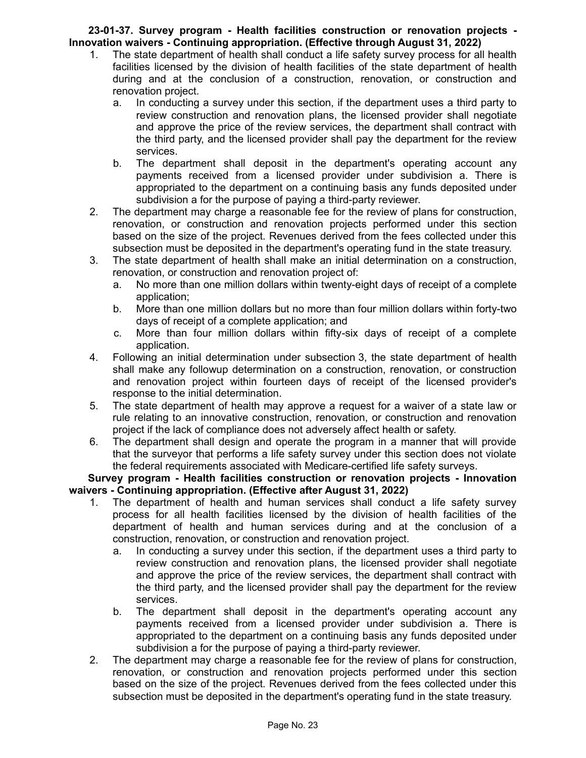**23-01-37. Survey program - Health facilities construction or renovation projects - Innovation waivers - Continuing appropriation. (Effective through August 31, 2022)**

1. The state department of health shall conduct a life safety survey process for all health facilities licensed by the division of health facilities of the state department of health during and at the conclusion of a construction, renovation, or construction and renovation project.
   a. In conducting a survey under this section, if the department uses a third party to review construction and renovation plans, the licensed provider shall negotiate and approve the price of the review services, the department shall contract with the third party, and the licensed provider shall pay the department for the review services.
   b. The department shall deposit in the department's operating account any payments received from a licensed provider under subdivision a. There is appropriated to the department on a continuing basis any funds deposited under subdivision a for the purpose of paying a third-party reviewer.
2. The department may charge a reasonable fee for the review of plans for construction, renovation, or construction and renovation projects performed under this section based on the size of the project. Revenues derived from the fees collected under this subsection must be deposited in the department's operating fund in the state treasury.
3. The state department of health shall make an initial determination on a construction, renovation, or construction and renovation project of:
   a. No more than one million dollars within twenty-eight days of receipt of a complete application;
   b. More than one million dollars but no more than four million dollars within forty-two days of receipt of a complete application; and
   c. More than four million dollars within fifty-six days of receipt of a complete application.
4. Following an initial determination under subsection 3, the state department of health shall make any followup determination on a construction, renovation, or construction and renovation project within fourteen days of receipt of the licensed provider's response to the initial determination.
5. The state department of health may approve a request for a waiver of a state law or rule relating to an innovative construction, renovation, or construction and renovation project if the lack of compliance does not adversely affect health or safety.
6. The department shall design and operate the program in a manner that will provide that the surveyor that performs a life safety survey under this section does not violate the federal requirements associated with Medicare-certified life safety surveys.

**Survey program - Health facilities construction or renovation projects - Innovation waivers - Continuing appropriation. (Effective after August 31, 2022)**

1. The department of health and human services shall conduct a life safety survey process for all health facilities licensed by the division of health facilities of the department of health and human services during and at the conclusion of a construction, renovation, or construction and renovation project.
   a. In conducting a survey under this section, if the department uses a third party to review construction and renovation plans, the licensed provider shall negotiate and approve the price of the review services, the department shall contract with the third party, and the licensed provider shall pay the department for the review services.
   b. The department shall deposit in the department's operating account any payments received from a licensed provider under subdivision a. There is appropriated to the department on a continuing basis any funds deposited under subdivision a for the purpose of paying a third-party reviewer.
2. The department may charge a reasonable fee for the review of plans for construction, renovation, or construction and renovation projects performed under this section based on the size of the project. Revenues derived from the fees collected under this subsection must be deposited in the department's operating fund in the state treasury.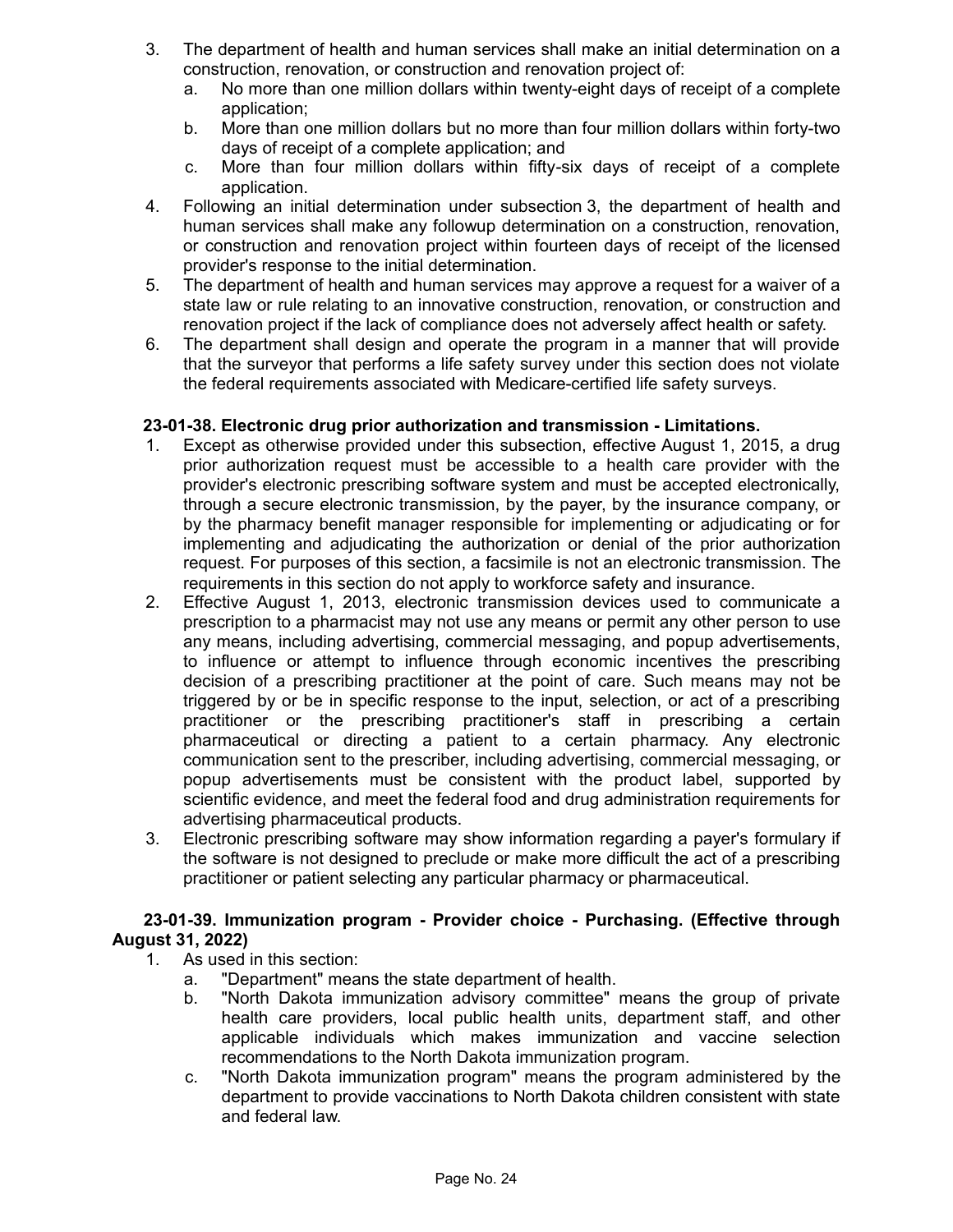3. The department of health and human services shall make an initial determination on a construction, renovation, or construction and renovation project of:
   a. No more than one million dollars within twenty-eight days of receipt of a complete application;
   b. More than one million dollars but no more than four million dollars within forty-two days of receipt of a complete application; and
   c. More than four million dollars within fifty-six days of receipt of a complete application.
4. Following an initial determination under subsection 3, the department of health and human services shall make any followup determination on a construction, renovation, or construction and renovation project within fourteen days of receipt of the licensed provider's response to the initial determination.
5. The department of health and human services may approve a request for a waiver of a state law or rule relating to an innovative construction, renovation, or construction and renovation project if the lack of compliance does not adversely affect health or safety.
6. The department shall design and operate the program in a manner that will provide that the surveyor that performs a life safety survey under this section does not violate the federal requirements associated with Medicare-certified life safety surveys.

**23-01-38. Electronic drug prior authorization and transmission - Limitations.**

1. Except as otherwise provided under this subsection, effective August 1, 2015, a drug prior authorization request must be accessible to a health care provider with the provider's electronic prescribing software system and must be accepted electronically, through a secure electronic transmission, by the payer, by the insurance company, or by the pharmacy benefit manager responsible for implementing or adjudicating or for implementing and adjudicating the authorization or denial of the prior authorization request. For purposes of this section, a facsimile is not an electronic transmission. The requirements in this section do not apply to workforce safety and insurance.
2. Effective August 1, 2013, electronic transmission devices used to communicate a prescription to a pharmacist may not use any means or permit any other person to use any means, including advertising, commercial messaging, and popup advertisements, to influence or attempt to influence through economic incentives the prescribing decision of a prescribing practitioner at the point of care. Such means may not be triggered by or be in specific response to the input, selection, or act of a prescribing practitioner or the prescribing practitioner's staff in prescribing a certain pharmaceutical or directing a patient to a certain pharmacy. Any electronic communication sent to the prescriber, including advertising, commercial messaging, or popup advertisements must be consistent with the product label, supported by scientific evidence, and meet the federal food and drug administration requirements for advertising pharmaceutical products.
3. Electronic prescribing software may show information regarding a payer's formulary if the software is not designed to preclude or make more difficult the act of a prescribing practitioner or patient selecting any particular pharmacy or pharmaceutical.

**23-01-39. Immunization program - Provider choice - Purchasing. (Effective through August 31, 2022)**

1. As used in this section:
   a. "Department" means the state department of health.
   b. "North Dakota immunization advisory committee" means the group of private health care providers, local public health units, department staff, and other applicable individuals which makes immunization and vaccine selection recommendations to the North Dakota immunization program.
   c. "North Dakota immunization program" means the program administered by the department to provide vaccinations to North Dakota children consistent with state and federal law.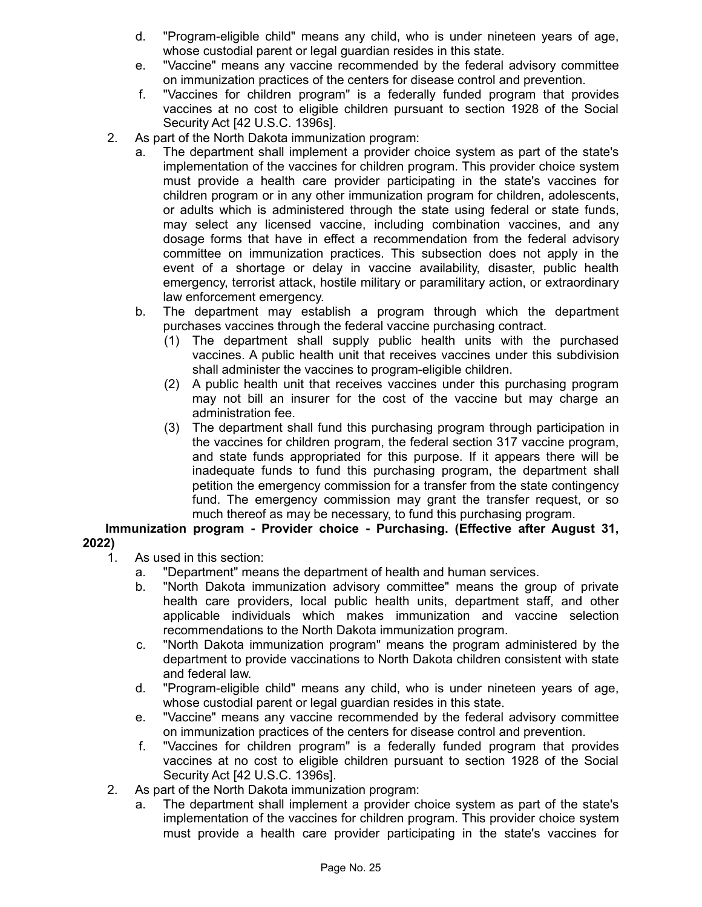d. "Program-eligible child" means any child, who is under nineteen years of age, whose custodial parent or legal guardian resides in this state.

e. "Vaccine" means any vaccine recommended by the federal advisory committee on immunization practices of the centers for disease control and prevention.

f. "Vaccines for children program" is a federally funded program that provides vaccines at no cost to eligible children pursuant to section 1928 of the Social Security Act [42 U.S.C. 1396s].

2. As part of the North Dakota immunization program:

   a. The department shall implement a provider choice system as part of the state's implementation of the vaccines for children program. This provider choice system must provide a health care provider participating in the state's vaccines for children program or in any other immunization program for children, adolescents, or adults which is administered through the state using federal or state funds, may select any licensed vaccine, including combination vaccines, and any dosage forms that have in effect a recommendation from the federal advisory committee on immunization practices. This subsection does not apply in the event of a shortage or delay in vaccine availability, disaster, public health emergency, terrorist attack, hostile military or paramilitary action, or extraordinary law enforcement emergency.

   b. The department may establish a program through which the department purchases vaccines through the federal vaccine purchasing contract.

      (1) The department shall supply public health units with the purchased vaccines. A public health unit that receives vaccines under this subdivision shall administer the vaccines to program-eligible children.

      (2) A public health unit that receives vaccines under this purchasing program may not bill an insurer for the cost of the vaccine but may charge an administration fee.

      (3) The department shall fund this purchasing program through participation in the vaccines for children program, the federal section 317 vaccine program, and state funds appropriated for this purpose. If it appears there will be inadequate funds to fund this purchasing program, the department shall petition the emergency commission for a transfer from the state contingency fund. The emergency commission may grant the transfer request, or so much thereof as may be necessary, to fund this purchasing program.

**Immunization program - Provider choice - Purchasing. (Effective after August 31, 2022)**

1. As used in this section:

   a. "Department" means the department of health and human services.

   b. "North Dakota immunization advisory committee" means the group of private health care providers, local public health units, department staff, and other applicable individuals which makes immunization and vaccine selection recommendations to the North Dakota immunization program.

   c. "North Dakota immunization program" means the program administered by the department to provide vaccinations to North Dakota children consistent with state and federal law.

   d. "Program-eligible child" means any child, who is under nineteen years of age, whose custodial parent or legal guardian resides in this state.

   e. "Vaccine" means any vaccine recommended by the federal advisory committee on immunization practices of the centers for disease control and prevention.

   f. "Vaccines for children program" is a federally funded program that provides vaccines at no cost to eligible children pursuant to section 1928 of the Social Security Act [42 U.S.C. 1396s].

2. As part of the North Dakota immunization program:

   a. The department shall implement a provider choice system as part of the state's implementation of the vaccines for children program. This provider choice system must provide a health care provider participating in the state's vaccines for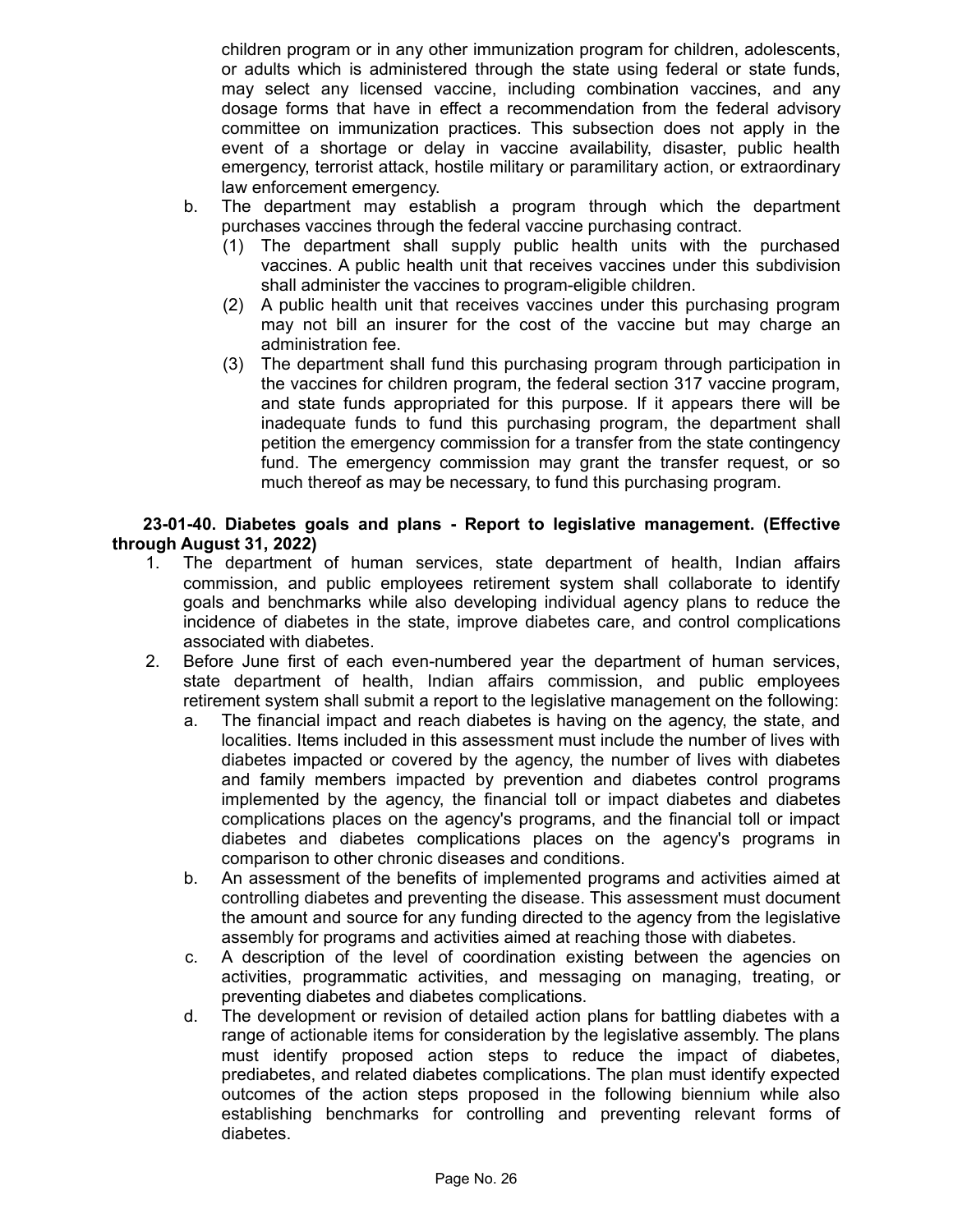children program or in any other immunization program for children, adolescents, or adults which is administered through the state using federal or state funds, may select any licensed vaccine, including combination vaccines, and any dosage forms that have in effect a recommendation from the federal advisory committee on immunization practices. This subsection does not apply in the event of a shortage or delay in vaccine availability, disaster, public health emergency, terrorist attack, hostile military or paramilitary action, or extraordinary law enforcement emergency.

b. The department may establish a program through which the department purchases vaccines through the federal vaccine purchasing contract.
   (1) The department shall supply public health units with the purchased vaccines. A public health unit that receives vaccines under this subdivision shall administer the vaccines to program-eligible children.
   (2) A public health unit that receives vaccines under this purchasing program may not bill an insurer for the cost of the vaccine but may charge an administration fee.
   (3) The department shall fund this purchasing program through participation in the vaccines for children program, the federal section 317 vaccine program, and state funds appropriated for this purpose. If it appears there will be inadequate funds to fund this purchasing program, the department shall petition the emergency commission for a transfer from the state contingency fund. The emergency commission may grant the transfer request, or so much thereof as may be necessary, to fund this purchasing program.

**23-01-40. Diabetes goals and plans - Report to legislative management. (Effective through August 31, 2022)**

1. The department of human services, state department of health, Indian affairs commission, and public employees retirement system shall collaborate to identify goals and benchmarks while also developing individual agency plans to reduce the incidence of diabetes in the state, improve diabetes care, and control complications associated with diabetes.
2. Before June first of each even-numbered year the department of human services, state department of health, Indian affairs commission, and public employees retirement system shall submit a report to the legislative management on the following:
   a. The financial impact and reach diabetes is having on the agency, the state, and localities. Items included in this assessment must include the number of lives with diabetes impacted or covered by the agency, the number of lives with diabetes and family members impacted by prevention and diabetes control programs implemented by the agency, the financial toll or impact diabetes and diabetes complications places on the agency's programs, and the financial toll or impact diabetes and diabetes complications places on the agency's programs in comparison to other chronic diseases and conditions.
   b. An assessment of the benefits of implemented programs and activities aimed at controlling diabetes and preventing the disease. This assessment must document the amount and source for any funding directed to the agency from the legislative assembly for programs and activities aimed at reaching those with diabetes.
   c. A description of the level of coordination existing between the agencies on activities, programmatic activities, and messaging on managing, treating, or preventing diabetes and diabetes complications.
   d. The development or revision of detailed action plans for battling diabetes with a range of actionable items for consideration by the legislative assembly. The plans must identify proposed action steps to reduce the impact of diabetes, prediabetes, and related diabetes complications. The plan must identify expected outcomes of the action steps proposed in the following biennium while also establishing benchmarks for controlling and preventing relevant forms of diabetes.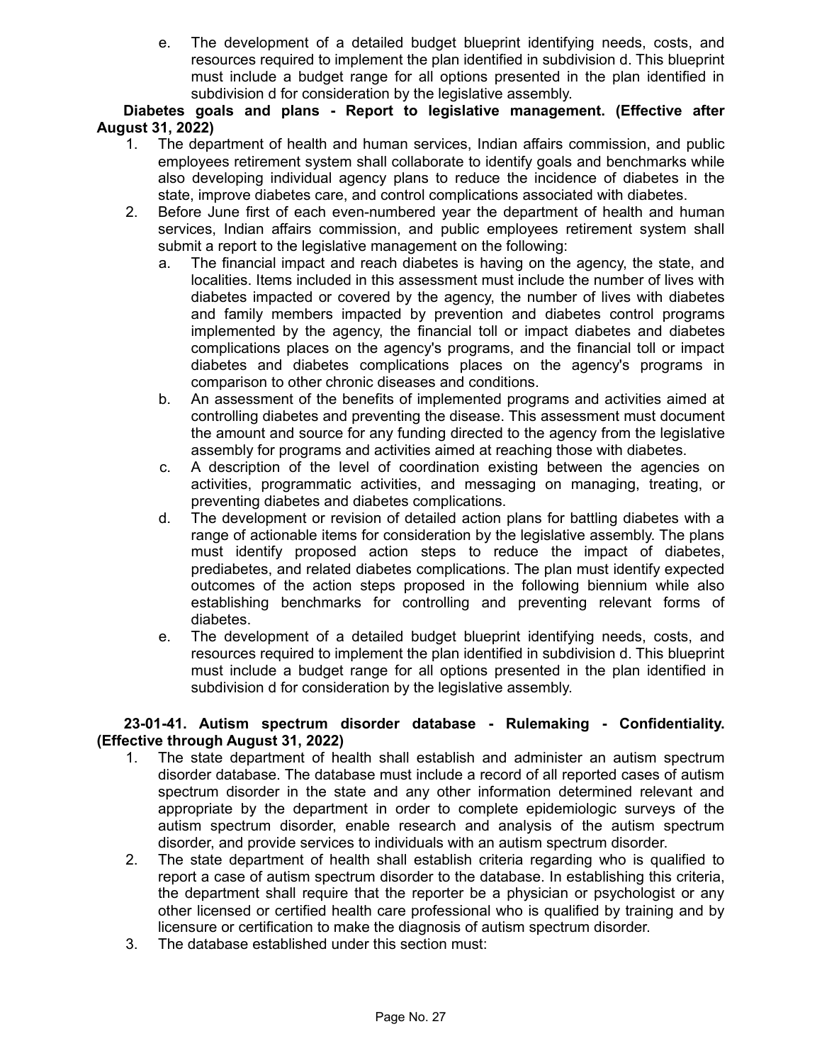e. The development of a detailed budget blueprint identifying needs, costs, and resources required to implement the plan identified in subdivision d. This blueprint must include a budget range for all options presented in the plan identified in subdivision d for consideration by the legislative assembly.

**Diabetes goals and plans - Report to legislative management. (Effective after August 31, 2022)**

1. The department of health and human services, Indian affairs commission, and public employees retirement system shall collaborate to identify goals and benchmarks while also developing individual agency plans to reduce the incidence of diabetes in the state, improve diabetes care, and control complications associated with diabetes.
2. Before June first of each even-numbered year the department of health and human services, Indian affairs commission, and public employees retirement system shall submit a report to the legislative management on the following:
   a. The financial impact and reach diabetes is having on the agency, the state, and localities. Items included in this assessment must include the number of lives with diabetes impacted or covered by the agency, the number of lives with diabetes and family members impacted by prevention and diabetes control programs implemented by the agency, the financial toll or impact diabetes and diabetes complications places on the agency's programs, and the financial toll or impact diabetes and diabetes complications places on the agency's programs in comparison to other chronic diseases and conditions.
   b. An assessment of the benefits of implemented programs and activities aimed at controlling diabetes and preventing the disease. This assessment must document the amount and source for any funding directed to the agency from the legislative assembly for programs and activities aimed at reaching those with diabetes.
   c. A description of the level of coordination existing between the agencies on activities, programmatic activities, and messaging on managing, treating, or preventing diabetes and diabetes complications.
   d. The development or revision of detailed action plans for battling diabetes with a range of actionable items for consideration by the legislative assembly. The plans must identify proposed action steps to reduce the impact of diabetes, prediabetes, and related diabetes complications. The plan must identify expected outcomes of the action steps proposed in the following biennium while also establishing benchmarks for controlling and preventing relevant forms of diabetes.
   e. The development of a detailed budget blueprint identifying needs, costs, and resources required to implement the plan identified in subdivision d. This blueprint must include a budget range for all options presented in the plan identified in subdivision d for consideration by the legislative assembly.

**23-01-41. Autism spectrum disorder database - Rulemaking - Confidentiality. (Effective through August 31, 2022)**

1. The state department of health shall establish and administer an autism spectrum disorder database. The database must include a record of all reported cases of autism spectrum disorder in the state and any other information determined relevant and appropriate by the department in order to complete epidemiologic surveys of the autism spectrum disorder, enable research and analysis of the autism spectrum disorder, and provide services to individuals with an autism spectrum disorder.
2. The state department of health shall establish criteria regarding who is qualified to report a case of autism spectrum disorder to the database. In establishing this criteria, the department shall require that the reporter be a physician or psychologist or any other licensed or certified health care professional who is qualified by training and by licensure or certification to make the diagnosis of autism spectrum disorder.
3. The database established under this section must: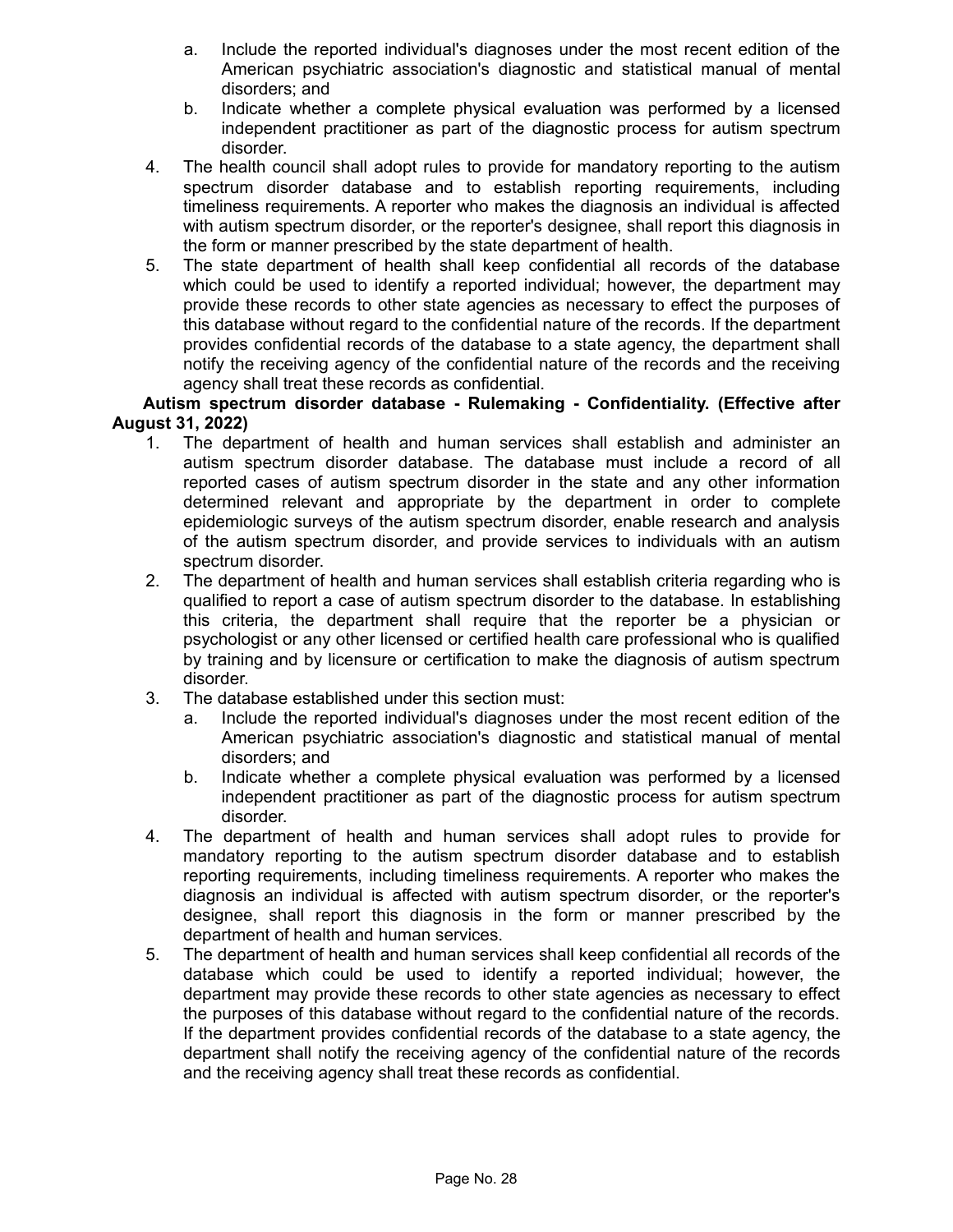a. Include the reported individual's diagnoses under the most recent edition of the American psychiatric association's diagnostic and statistical manual of mental disorders; and
   b. Indicate whether a complete physical evaluation was performed by a licensed independent practitioner as part of the diagnostic process for autism spectrum disorder.
4. The health council shall adopt rules to provide for mandatory reporting to the autism spectrum disorder database and to establish reporting requirements, including timeliness requirements. A reporter who makes the diagnosis an individual is affected with autism spectrum disorder, or the reporter's designee, shall report this diagnosis in the form or manner prescribed by the state department of health.
5. The state department of health shall keep confidential all records of the database which could be used to identify a reported individual; however, the department may provide these records to other state agencies as necessary to effect the purposes of this database without regard to the confidential nature of the records. If the department provides confidential records of the database to a state agency, the department shall notify the receiving agency of the confidential nature of the records and the receiving agency shall treat these records as confidential.

**Autism spectrum disorder database - Rulemaking - Confidentiality. (Effective after August 31, 2022)**

1. The department of health and human services shall establish and administer an autism spectrum disorder database. The database must include a record of all reported cases of autism spectrum disorder in the state and any other information determined relevant and appropriate by the department in order to complete epidemiologic surveys of the autism spectrum disorder, enable research and analysis of the autism spectrum disorder, and provide services to individuals with an autism spectrum disorder.
2. The department of health and human services shall establish criteria regarding who is qualified to report a case of autism spectrum disorder to the database. In establishing this criteria, the department shall require that the reporter be a physician or psychologist or any other licensed or certified health care professional who is qualified by training and by licensure or certification to make the diagnosis of autism spectrum disorder.
3. The database established under this section must:
   a. Include the reported individual's diagnoses under the most recent edition of the American psychiatric association's diagnostic and statistical manual of mental disorders; and
   b. Indicate whether a complete physical evaluation was performed by a licensed independent practitioner as part of the diagnostic process for autism spectrum disorder.
4. The department of health and human services shall adopt rules to provide for mandatory reporting to the autism spectrum disorder database and to establish reporting requirements, including timeliness requirements. A reporter who makes the diagnosis an individual is affected with autism spectrum disorder, or the reporter's designee, shall report this diagnosis in the form or manner prescribed by the department of health and human services.
5. The department of health and human services shall keep confidential all records of the database which could be used to identify a reported individual; however, the department may provide these records to other state agencies as necessary to effect the purposes of this database without regard to the confidential nature of the records. If the department provides confidential records of the database to a state agency, the department shall notify the receiving agency of the confidential nature of the records and the receiving agency shall treat these records as confidential.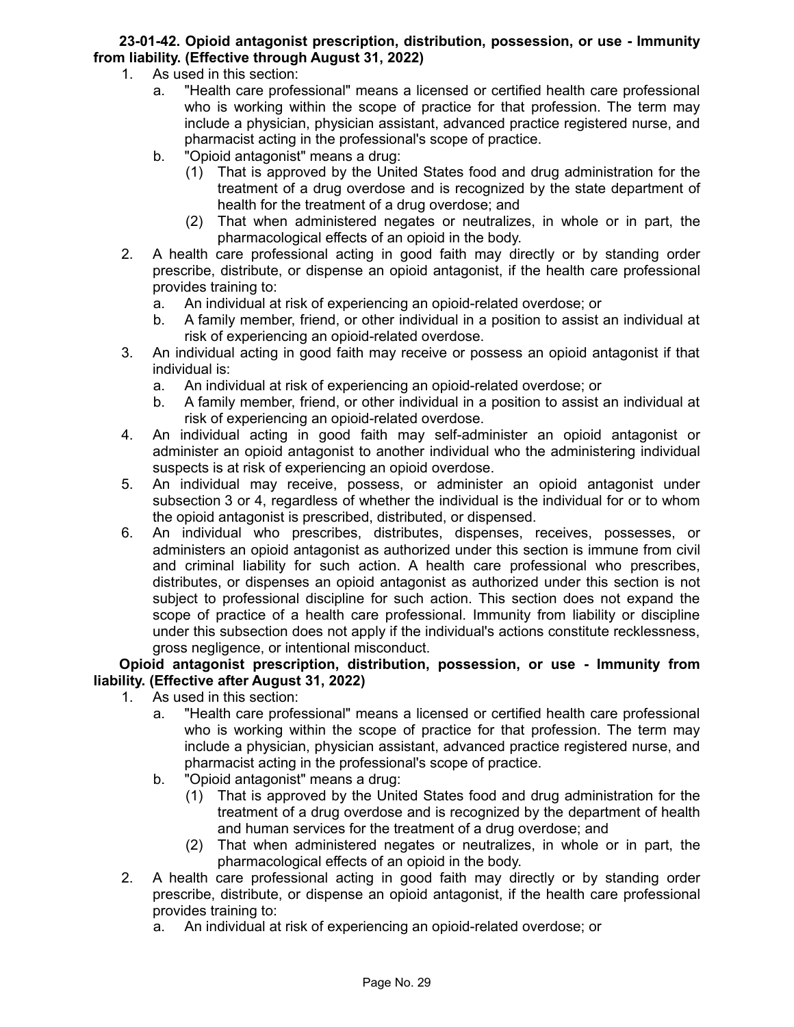**23-01-42. Opioid antagonist prescription, distribution, possession, or use - Immunity from liability. (Effective through August 31, 2022)**

1. As used in this section:
   a. "Health care professional" means a licensed or certified health care professional who is working within the scope of practice for that profession. The term may include a physician, physician assistant, advanced practice registered nurse, and pharmacist acting in the professional's scope of practice.
   b. "Opioid antagonist" means a drug:
      (1) That is approved by the United States food and drug administration for the treatment of a drug overdose and is recognized by the state department of health for the treatment of a drug overdose; and
      (2) That when administered negates or neutralizes, in whole or in part, the pharmacological effects of an opioid in the body.
2. A health care professional acting in good faith may directly or by standing order prescribe, distribute, or dispense an opioid antagonist, if the health care professional provides training to:
   a. An individual at risk of experiencing an opioid-related overdose; or
   b. A family member, friend, or other individual in a position to assist an individual at risk of experiencing an opioid-related overdose.
3. An individual acting in good faith may receive or possess an opioid antagonist if that individual is:
   a. An individual at risk of experiencing an opioid-related overdose; or
   b. A family member, friend, or other individual in a position to assist an individual at risk of experiencing an opioid-related overdose.
4. An individual acting in good faith may self-administer an opioid antagonist or administer an opioid antagonist to another individual who the administering individual suspects is at risk of experiencing an opioid overdose.
5. An individual may receive, possess, or administer an opioid antagonist under subsection 3 or 4, regardless of whether the individual is the individual for or to whom the opioid antagonist is prescribed, distributed, or dispensed.
6. An individual who prescribes, distributes, dispenses, receives, possesses, or administers an opioid antagonist as authorized under this section is immune from civil and criminal liability for such action. A health care professional who prescribes, distributes, or dispenses an opioid antagonist as authorized under this section is not subject to professional discipline for such action. This section does not expand the scope of practice of a health care professional. Immunity from liability or discipline under this subsection does not apply if the individual's actions constitute recklessness, gross negligence, or intentional misconduct.

**Opioid antagonist prescription, distribution, possession, or use - Immunity from liability. (Effective after August 31, 2022)**

1. As used in this section:
   a. "Health care professional" means a licensed or certified health care professional who is working within the scope of practice for that profession. The term may include a physician, physician assistant, advanced practice registered nurse, and pharmacist acting in the professional's scope of practice.
   b. "Opioid antagonist" means a drug:
      (1) That is approved by the United States food and drug administration for the treatment of a drug overdose and is recognized by the department of health and human services for the treatment of a drug overdose; and
      (2) That when administered negates or neutralizes, in whole or in part, the pharmacological effects of an opioid in the body.
2. A health care professional acting in good faith may directly or by standing order prescribe, distribute, or dispense an opioid antagonist, if the health care professional provides training to:
   a. An individual at risk of experiencing an opioid-related overdose; or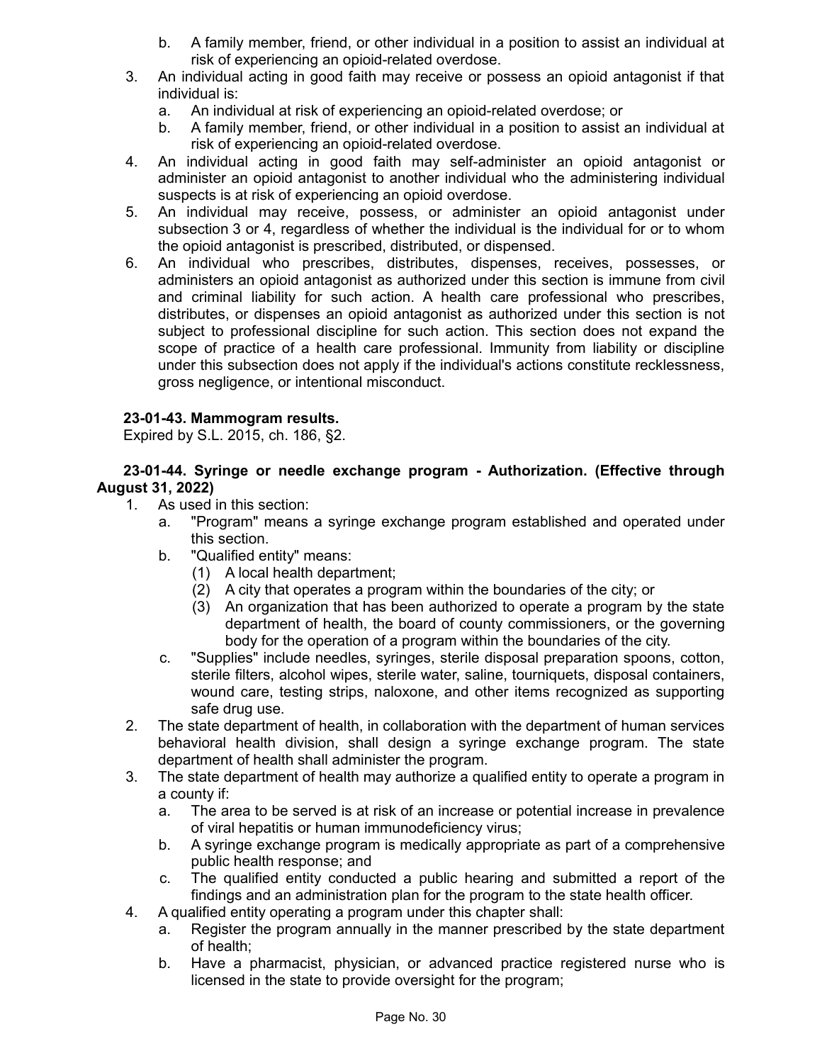b. A family member, friend, or other individual in a position to assist an individual at risk of experiencing an opioid-related overdose.

3. An individual acting in good faith may receive or possess an opioid antagonist if that individual is:
   a. An individual at risk of experiencing an opioid-related overdose; or
   b. A family member, friend, or other individual in a position to assist an individual at risk of experiencing an opioid-related overdose.
4. An individual acting in good faith may self-administer an opioid antagonist or administer an opioid antagonist to another individual who the administering individual suspects is at risk of experiencing an opioid overdose.
5. An individual may receive, possess, or administer an opioid antagonist under subsection 3 or 4, regardless of whether the individual is the individual for or to whom the opioid antagonist is prescribed, distributed, or dispensed.
6. An individual who prescribes, distributes, dispenses, receives, possesses, or administers an opioid antagonist as authorized under this section is immune from civil and criminal liability for such action. A health care professional who prescribes, distributes, or dispenses an opioid antagonist as authorized under this section is not subject to professional discipline for such action. This section does not expand the scope of practice of a health care professional. Immunity from liability or discipline under this subsection does not apply if the individual's actions constitute recklessness, gross negligence, or intentional misconduct.

**23-01-43. Mammogram results.**

Expired by S.L. 2015, ch. 186, §2.

**23-01-44. Syringe or needle exchange program - Authorization. (Effective through August 31, 2022)**

1. As used in this section:
   a. "Program" means a syringe exchange program established and operated under this section.
   b. "Qualified entity" means:
      (1) A local health department;
      (2) A city that operates a program within the boundaries of the city; or
      (3) An organization that has been authorized to operate a program by the state department of health, the board of county commissioners, or the governing body for the operation of a program within the boundaries of the city.
   c. "Supplies" include needles, syringes, sterile disposal preparation spoons, cotton, sterile filters, alcohol wipes, sterile water, saline, tourniquets, disposal containers, wound care, testing strips, naloxone, and other items recognized as supporting safe drug use.
2. The state department of health, in collaboration with the department of human services behavioral health division, shall design a syringe exchange program. The state department of health shall administer the program.
3. The state department of health may authorize a qualified entity to operate a program in a county if:
   a. The area to be served is at risk of an increase or potential increase in prevalence of viral hepatitis or human immunodeficiency virus;
   b. A syringe exchange program is medically appropriate as part of a comprehensive public health response; and
   c. The qualified entity conducted a public hearing and submitted a report of the findings and an administration plan for the program to the state health officer.
4. A qualified entity operating a program under this chapter shall:
   a. Register the program annually in the manner prescribed by the state department of health;
   b. Have a pharmacist, physician, or advanced practice registered nurse who is licensed in the state to provide oversight for the program;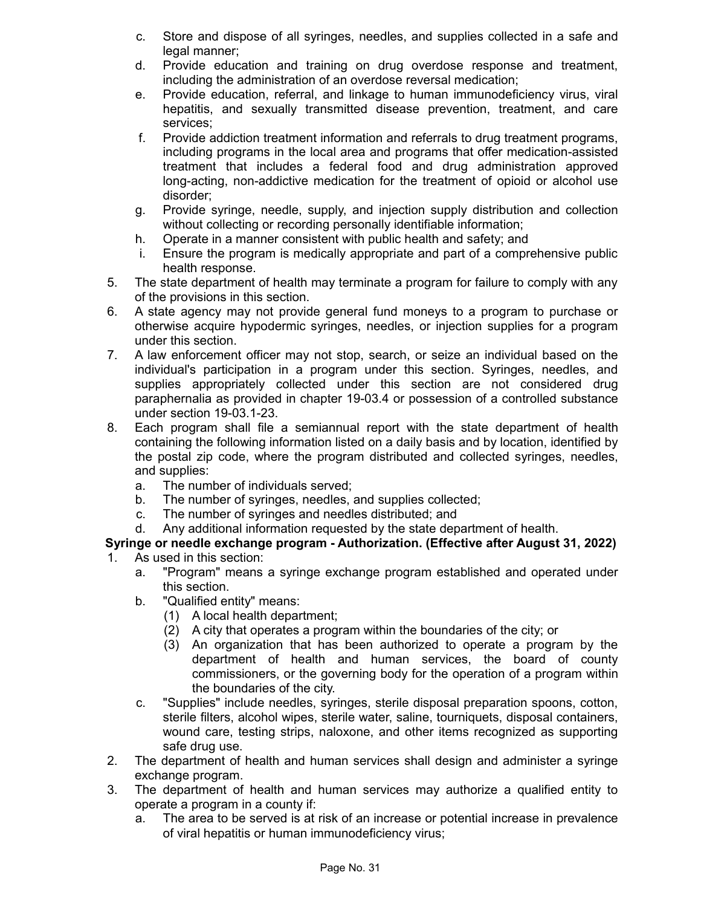c. Store and dispose of all syringes, needles, and supplies collected in a safe and legal manner;
   d. Provide education and training on drug overdose response and treatment, including the administration of an overdose reversal medication;
   e. Provide education, referral, and linkage to human immunodeficiency virus, viral hepatitis, and sexually transmitted disease prevention, treatment, and care services;
   f. Provide addiction treatment information and referrals to drug treatment programs, including programs in the local area and programs that offer medication-assisted treatment that includes a federal food and drug administration approved long-acting, non-addictive medication for the treatment of opioid or alcohol use disorder;
   g. Provide syringe, needle, supply, and injection supply distribution and collection without collecting or recording personally identifiable information;
   h. Operate in a manner consistent with public health and safety; and
   i. Ensure the program is medically appropriate and part of a comprehensive public health response.
5. The state department of health may terminate a program for failure to comply with any of the provisions in this section.
6. A state agency may not provide general fund moneys to a program to purchase or otherwise acquire hypodermic syringes, needles, or injection supplies for a program under this section.
7. A law enforcement officer may not stop, search, or seize an individual based on the individual's participation in a program under this section. Syringes, needles, and supplies appropriately collected under this section are not considered drug paraphernalia as provided in chapter 19-03.4 or possession of a controlled substance under section 19-03.1-23.
8. Each program shall file a semiannual report with the state department of health containing the following information listed on a daily basis and by location, identified by the postal zip code, where the program distributed and collected syringes, needles, and supplies:
   a. The number of individuals served;
   b. The number of syringes, needles, and supplies collected;
   c. The number of syringes and needles distributed; and
   d. Any additional information requested by the state department of health.

**Syringe or needle exchange program - Authorization. (Effective after August 31, 2022)**

1. As used in this section:
   a. "Program" means a syringe exchange program established and operated under this section.
   b. "Qualified entity" means:
      (1) A local health department;
      (2) A city that operates a program within the boundaries of the city; or
      (3) An organization that has been authorized to operate a program by the department of health and human services, the board of county commissioners, or the governing body for the operation of a program within the boundaries of the city.
   c. "Supplies" include needles, syringes, sterile disposal preparation spoons, cotton, sterile filters, alcohol wipes, sterile water, saline, tourniquets, disposal containers, wound care, testing strips, naloxone, and other items recognized as supporting safe drug use.
2. The department of health and human services shall design and administer a syringe exchange program.
3. The department of health and human services may authorize a qualified entity to operate a program in a county if:
   a. The area to be served is at risk of an increase or potential increase in prevalence of viral hepatitis or human immunodeficiency virus;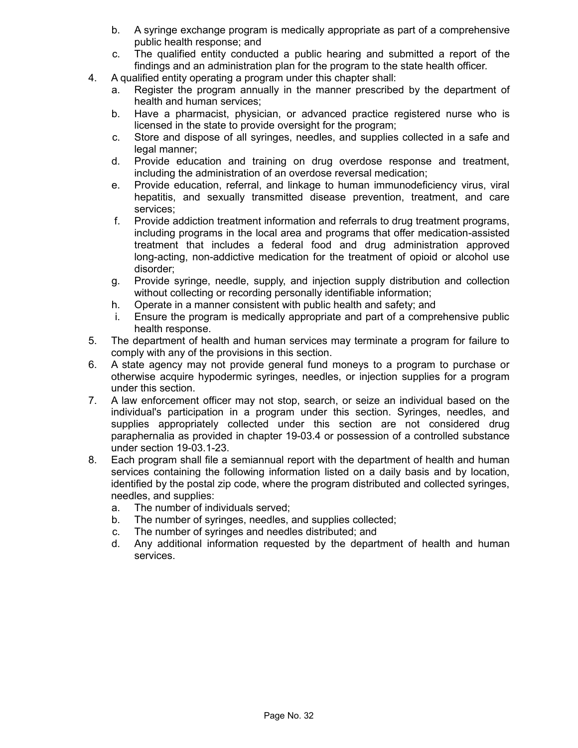b. A syringe exchange program is medically appropriate as part of a comprehensive public health response; and
   c. The qualified entity conducted a public hearing and submitted a report of the findings and an administration plan for the program to the state health officer.

4. A qualified entity operating a program under this chapter shall:
   a. Register the program annually in the manner prescribed by the department of health and human services;
   b. Have a pharmacist, physician, or advanced practice registered nurse who is licensed in the state to provide oversight for the program;
   c. Store and dispose of all syringes, needles, and supplies collected in a safe and legal manner;
   d. Provide education and training on drug overdose response and treatment, including the administration of an overdose reversal medication;
   e. Provide education, referral, and linkage to human immunodeficiency virus, viral hepatitis, and sexually transmitted disease prevention, treatment, and care services;
   f. Provide addiction treatment information and referrals to drug treatment programs, including programs in the local area and programs that offer medication-assisted treatment that includes a federal food and drug administration approved long-acting, non-addictive medication for the treatment of opioid or alcohol use disorder;
   g. Provide syringe, needle, supply, and injection supply distribution and collection without collecting or recording personally identifiable information;
   h. Operate in a manner consistent with public health and safety; and
   i. Ensure the program is medically appropriate and part of a comprehensive public health response.

5. The department of health and human services may terminate a program for failure to comply with any of the provisions in this section.

6. A state agency may not provide general fund moneys to a program to purchase or otherwise acquire hypodermic syringes, needles, or injection supplies for a program under this section.

7. A law enforcement officer may not stop, search, or seize an individual based on the individual's participation in a program under this section. Syringes, needles, and supplies appropriately collected under this section are not considered drug paraphernalia as provided in chapter 19-03.4 or possession of a controlled substance under section 19-03.1-23.

8. Each program shall file a semiannual report with the department of health and human services containing the following information listed on a daily basis and by location, identified by the postal zip code, where the program distributed and collected syringes, needles, and supplies:
   a. The number of individuals served;
   b. The number of syringes, needles, and supplies collected;
   c. The number of syringes and needles distributed; and
   d. Any additional information requested by the department of health and human services.